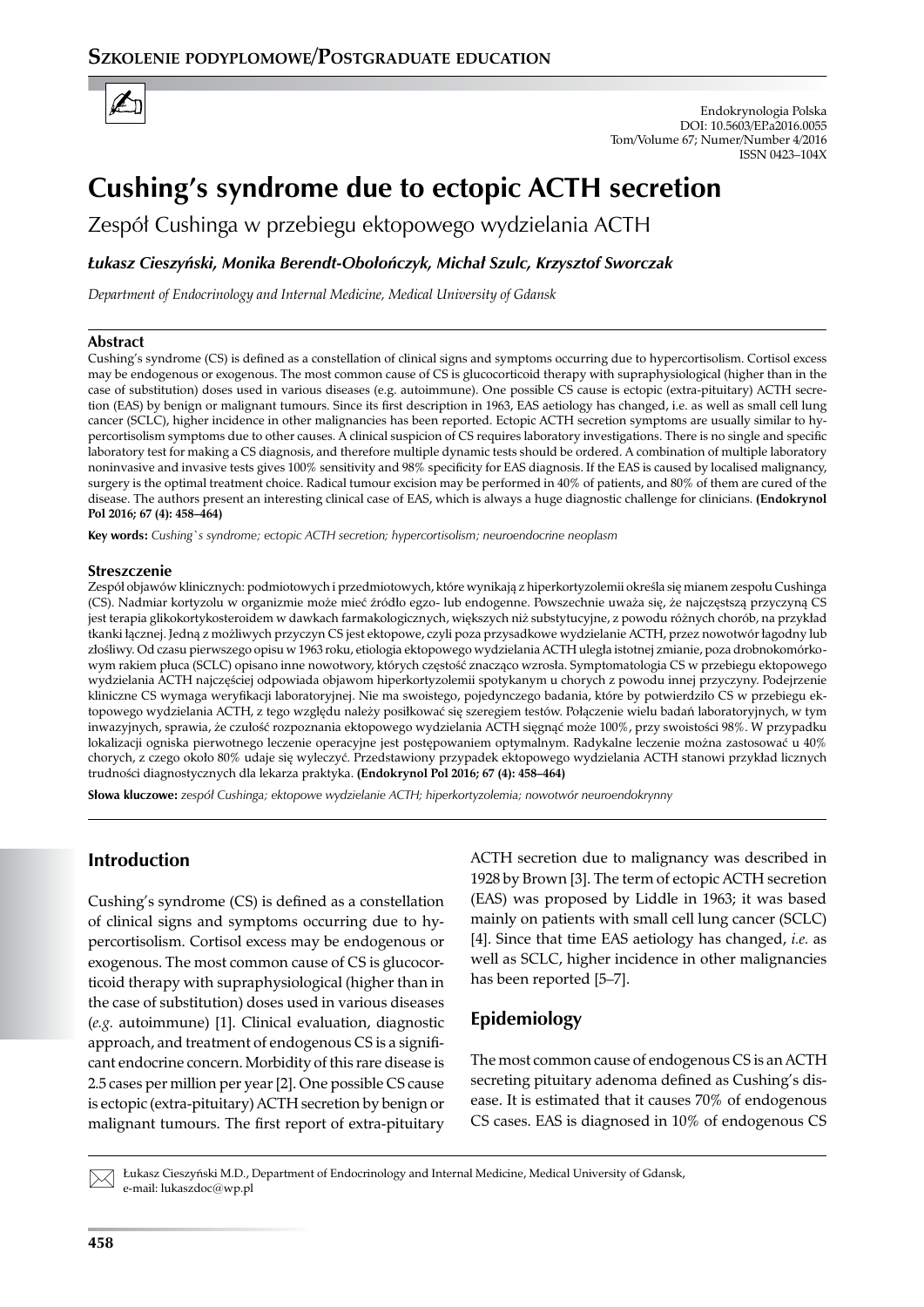**Szkolenie podyplomowe/Postgraduate education**

Endokrynologia Polska
DOI: 10.5603/EP.a2016.0055
Tom/Volume 67; Numer/Number 4/2016
ISSN 0423–104X

# Cushing's syndrome due to ectopic ACTH secretion

Zespół Cushinga w przebiegu ektopowego wydzielania ACTH

***Łukasz Cieszyński, Monika Berendt-Obołończyk, Michał Szulc, Krzysztof Sworczak***

*Department of Endocrinology and Internal Medicine, Medical University of Gdansk*

## Abstract

Cushing's syndrome (CS) is defined as a constellation of clinical signs and symptoms occurring due to hypercortisolism. Cortisol excess may be endogenous or exogenous. The most common cause of CS is glucocorticoid therapy with supraphysiological (higher than in the case of substitution) doses used in various diseases (e.g. autoimmune). One possible CS cause is ectopic (extra-pituitary) ACTH secretion (EAS) by benign or malignant tumours. Since its first description in 1963, EAS aetiology has changed, i.e. as well as small cell lung cancer (SCLC), higher incidence in other malignancies has been reported. Ectopic ACTH secretion symptoms are usually similar to hypercortisolism symptoms due to other causes. A clinical suspicion of CS requires laboratory investigations. There is no single and specific laboratory test for making a CS diagnosis, and therefore multiple dynamic tests should be ordered. A combination of multiple laboratory noninvasive and invasive tests gives 100% sensitivity and 98% specificity for EAS diagnosis. If the EAS is caused by localised malignancy, surgery is the optimal treatment choice. Radical tumour excision may be performed in 40% of patients, and 80% of them are cured of the disease. The authors present an interesting clinical case of EAS, which is always a huge diagnostic challenge for clinicians. **(Endokrynol Pol 2016; 67 (4): 458–464)**

**Key words:** *Cushing`s syndrome; ectopic ACTH secretion; hypercortisolism; neuroendocrine neoplasm*

## Streszczenie

Zespół objawów klinicznych: podmiotowych i przedmiotowych, które wynikają z hiperkortyzolemii określa się mianem zespołu Cushinga (CS). Nadmiar kortyzolu w organizmie może mieć źródło egzo- lub endogenne. Powszechnie uważa się, że najczęstszą przyczyną CS jest terapia glikokortykosteroidem w dawkach farmakologicznych, większych niż substytucyjne, z powodu różnych chorób, na przykład tkanki łącznej. Jedną z możliwych przyczyn CS jest ektopowe, czyli poza przysadkowe wydzielanie ACTH, przez nowotwór łagodny lub złośliwy. Od czasu pierwszego opisu w 1963 roku, etiologia ektopowego wydzielania ACTH uległa istotnej zmianie, poza drobnokomórkowym rakiem płuca (SCLC) opisano inne nowotwory, których częstość znacząco wzrosła. Symptomatologia CS w przebiegu ektopowego wydzielania ACTH najczęściej odpowiada objawom hiperkortyzolemii spotykanym u chorych z powodu innej przyczyny. Podejrzenie kliniczne CS wymaga weryfikacji laboratoryjnej. Nie ma swoistego, pojedynczego badania, które by potwierdziło CS w przebiegu ektopowego wydzielania ACTH, z tego względu należy posiłkować się szeregiem testów. Połączenie wielu badań laboratoryjnych, w tym inwazyjnych, sprawia, że czułość rozpoznania ektopowego wydzielania ACTH sięgnąć może 100%, przy swoistości 98%. W przypadku lokalizacji ogniska pierwotnego leczenie operacyjne jest postępowaniem optymalnym. Radykalne leczenie można zastosować u 40% chorych, z czego około 80% udaje się wyleczyć. Przedstawiony przypadek ektopowego wydzielania ACTH stanowi przykład licznych trudności diagnostycznych dla lekarza praktyka. **(Endokrynol Pol 2016; 67 (4): 458–464)**

**Słowa kluczowe:** *zespół Cushinga; ektopowe wydzielanie ACTH; hiperkortyzolemia; nowotwór neuroendokrynny*

## Introduction

Cushing's syndrome (CS) is defined as a constellation of clinical signs and symptoms occurring due to hypercortisolism. Cortisol excess may be endogenous or exogenous. The most common cause of CS is glucocorticoid therapy with supraphysiological (higher than in the case of substitution) doses used in various diseases (*e.g.* autoimmune) [1]. Clinical evaluation, diagnostic approach, and treatment of endogenous CS is a significant endocrine concern. Morbidity of this rare disease is 2.5 cases per million per year [2]. One possible CS cause is ectopic (extra-pituitary) ACTH secretion by benign or malignant tumours. The first report of extra-pituitary ACTH secretion due to malignancy was described in 1928 by Brown [3]. The term of ectopic ACTH secretion (EAS) was proposed by Liddle in 1963; it was based mainly on patients with small cell lung cancer (SCLC) [4]. Since that time EAS aetiology has changed, *i.e.* as well as SCLC, higher incidence in other malignancies has been reported [5–7].

## Epidemiology

The most common cause of endogenous CS is an ACTH secreting pituitary adenoma defined as Cushing's disease. It is estimated that it causes 70% of endogenous CS cases. EAS is diagnosed in 10% of endogenous CS

Łukasz Cieszyński M.D., Department of Endocrinology and Internal Medicine, Medical University of Gdansk, e-mail: lukaszdoc@wp.pl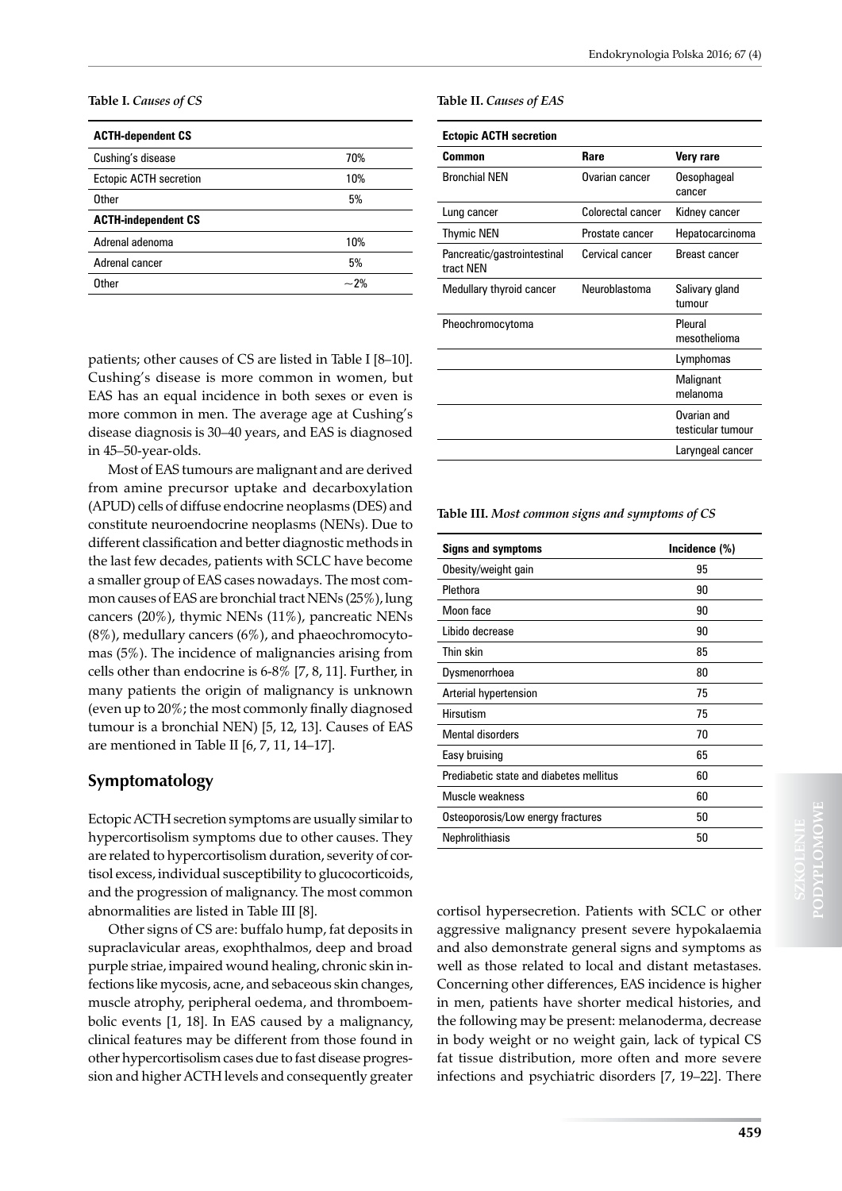**Table I.** *Causes of CS*

| | |
|---|---|
| **ACTH-dependent CS** | |
| Cushing's disease | 70% |
| Ectopic ACTH secretion | 10% |
| Other | 5% |
| **ACTH-independent CS** | |
| Adrenal adenoma | 10% |
| Adrenal cancer | 5% |
| Other | ~2% |

patients; other causes of CS are listed in Table I [8–10]. Cushing's disease is more common in women, but EAS has an equal incidence in both sexes or even is more common in men. The average age at Cushing's disease diagnosis is 30–40 years, and EAS is diagnosed in 45–50-year-olds.

Most of EAS tumours are malignant and are derived from amine precursor uptake and decarboxylation (APUD) cells of diffuse endocrine neoplasms (DES) and constitute neuroendocrine neoplasms (NENs). Due to different classification and better diagnostic methods in the last few decades, patients with SCLC have become a smaller group of EAS cases nowadays. The most common causes of EAS are bronchial tract NENs (25%), lung cancers (20%), thymic NENs (11%), pancreatic NENs (8%), medullary cancers (6%), and phaeochromocytomas (5%). The incidence of malignancies arising from cells other than endocrine is 6-8% [7, 8, 11]. Further, in many patients the origin of malignancy is unknown (even up to 20%; the most commonly finally diagnosed tumour is a bronchial NEN) [5, 12, 13]. Causes of EAS are mentioned in Table II [6, 7, 11, 14–17].

**Table II.** *Causes of EAS*

| **Ectopic ACTH secretion** | | |
|---|---|---|
| **Common** | **Rare** | **Very rare** |
| Bronchial NEN | Ovarian cancer | Oesophageal cancer |
| Lung cancer | Colorectal cancer | Kidney cancer |
| Thymic NEN | Prostate cancer | Hepatocarcinoma |
| Pancreatic/gastrointestinal tract NEN | Cervical cancer | Breast cancer |
| Medullary thyroid cancer | Neuroblastoma | Salivary gland tumour |
| Pheochromocytoma | | Pleural mesothelioma |
| | | Lymphomas |
| | | Malignant melanoma |
| | | Ovarian and testicular tumour |
| | | Laryngeal cancer |

## Symptomatology

Ectopic ACTH secretion symptoms are usually similar to hypercortisolism symptoms due to other causes. They are related to hypercortisolism duration, severity of cortisol excess, individual susceptibility to glucocorticoids, and the progression of malignancy. The most common abnormalities are listed in Table III [8].

**Table III.** *Most common signs and symptoms of CS*

| Signs and symptoms | Incidence (%) |
|---|---|
| Obesity/weight gain | 95 |
| Plethora | 90 |
| Moon face | 90 |
| Libido decrease | 90 |
| Thin skin | 85 |
| Dysmenorrhoea | 80 |
| Arterial hypertension | 75 |
| Hirsutism | 75 |
| Mental disorders | 70 |
| Easy bruising | 65 |
| Prediabetic state and diabetes mellitus | 60 |
| Muscle weakness | 60 |
| Osteoporosis/Low energy fractures | 50 |
| Nephrolithiasis | 50 |

Other signs of CS are: buffalo hump, fat deposits in supraclavicular areas, exophthalmos, deep and broad purple striae, impaired wound healing, chronic skin infections like mycosis, acne, and sebaceous skin changes, muscle atrophy, peripheral oedema, and thromboembolic events [1, 18]. In EAS caused by a malignancy, clinical features may be different from those found in other hypercortisolism cases due to fast disease progression and higher ACTH levels and consequently greater cortisol hypersecretion. Patients with SCLC or other aggressive malignancy present severe hypokalaemia and also demonstrate general signs and symptoms as well as those related to local and distant metastases. Concerning other differences, EAS incidence is higher in men, patients have shorter medical histories, and the following may be present: melanoderma, decrease in body weight or no weight gain, lack of typical CS fat tissue distribution, more often and more severe infections and psychiatric disorders [7, 19–22]. There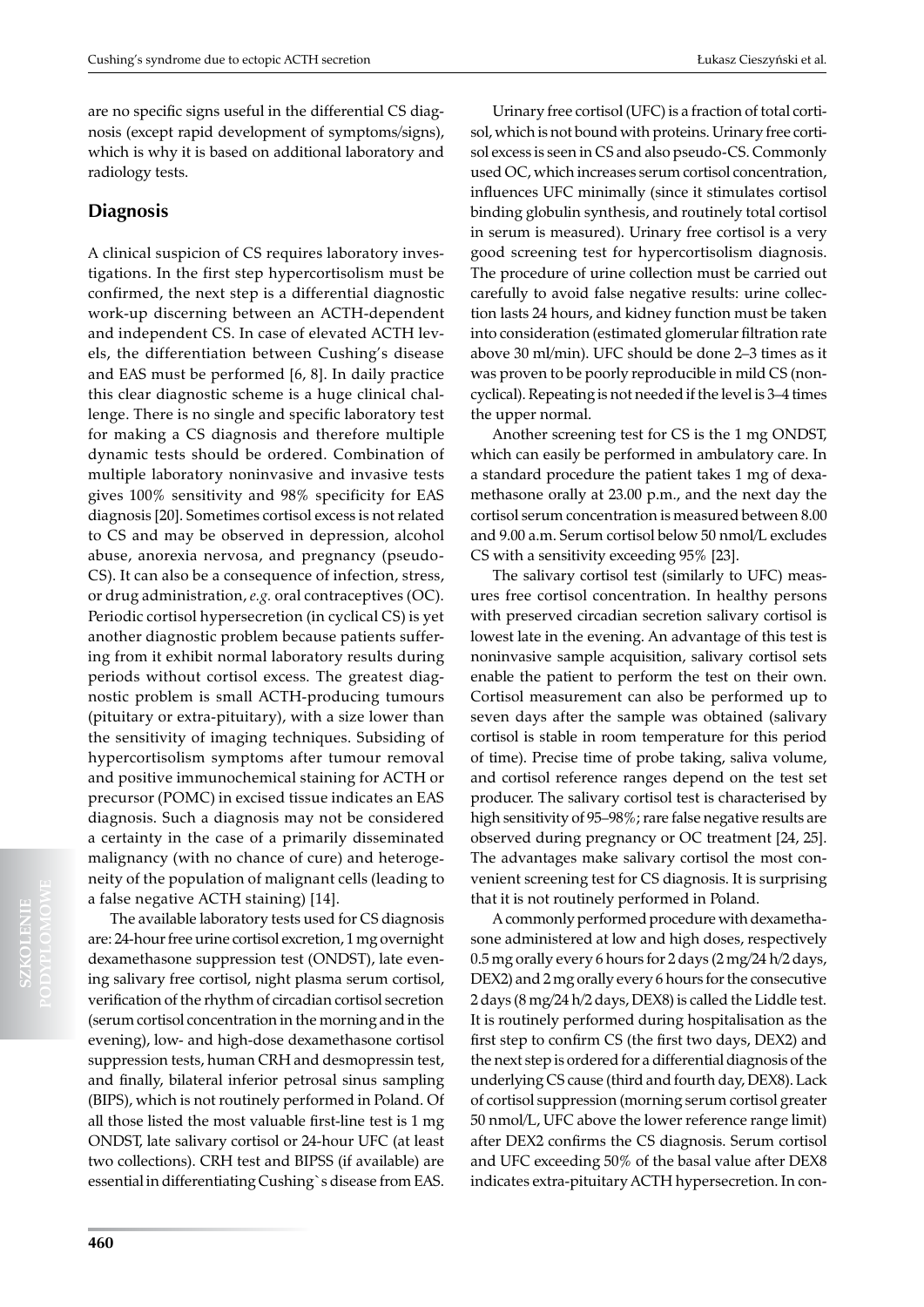are no specific signs useful in the differential CS diagnosis (except rapid development of symptoms/signs), which is why it is based on additional laboratory and radiology tests.

## Diagnosis

A clinical suspicion of CS requires laboratory investigations. In the first step hypercortisolism must be confirmed, the next step is a differential diagnostic work-up discerning between an ACTH-dependent and independent CS. In case of elevated ACTH levels, the differentiation between Cushing's disease and EAS must be performed [6, 8]. In daily practice this clear diagnostic scheme is a huge clinical challenge. There is no single and specific laboratory test for making a CS diagnosis and therefore multiple dynamic tests should be ordered. Combination of multiple laboratory noninvasive and invasive tests gives 100% sensitivity and 98% specificity for EAS diagnosis [20]. Sometimes cortisol excess is not related to CS and may be observed in depression, alcohol abuse, anorexia nervosa, and pregnancy (pseudo-CS). It can also be a consequence of infection, stress, or drug administration, *e.g.* oral contraceptives (OC). Periodic cortisol hypersecretion (in cyclical CS) is yet another diagnostic problem because patients suffering from it exhibit normal laboratory results during periods without cortisol excess. The greatest diagnostic problem is small ACTH-producing tumours (pituitary or extra-pituitary), with a size lower than the sensitivity of imaging techniques. Subsiding of hypercortisolism symptoms after tumour removal and positive immunochemical staining for ACTH or precursor (POMC) in excised tissue indicates an EAS diagnosis. Such a diagnosis may not be considered a certainty in the case of a primarily disseminated malignancy (with no chance of cure) and heterogeneity of the population of malignant cells (leading to a false negative ACTH staining) [14].

The available laboratory tests used for CS diagnosis are: 24-hour free urine cortisol excretion, 1 mg overnight dexamethasone suppression test (ONDST), late evening salivary free cortisol, night plasma serum cortisol, verification of the rhythm of circadian cortisol secretion (serum cortisol concentration in the morning and in the evening), low- and high-dose dexamethasone cortisol suppression tests, human CRH and desmopressin test, and finally, bilateral inferior petrosal sinus sampling (BIPS), which is not routinely performed in Poland. Of all those listed the most valuable first-line test is 1 mg ONDST, late salivary cortisol or 24-hour UFC (at least two collections). CRH test and BIPSS (if available) are essential in differentiating Cushing`s disease from EAS.

Urinary free cortisol (UFC) is a fraction of total cortisol, which is not bound with proteins. Urinary free cortisol excess is seen in CS and also pseudo-CS. Commonly used OC, which increases serum cortisol concentration, influences UFC minimally (since it stimulates cortisol binding globulin synthesis, and routinely total cortisol in serum is measured). Urinary free cortisol is a very good screening test for hypercortisolism diagnosis. The procedure of urine collection must be carried out carefully to avoid false negative results: urine collection lasts 24 hours, and kidney function must be taken into consideration (estimated glomerular filtration rate above 30 ml/min). UFC should be done 2–3 times as it was proven to be poorly reproducible in mild CS (noncyclical). Repeating is not needed if the level is 3–4 times the upper normal.

Another screening test for CS is the 1 mg ONDST, which can easily be performed in ambulatory care. In a standard procedure the patient takes 1 mg of dexamethasone orally at 23.00 p.m., and the next day the cortisol serum concentration is measured between 8.00 and 9.00 a.m. Serum cortisol below 50 nmol/L excludes CS with a sensitivity exceeding 95% [23].

The salivary cortisol test (similarly to UFC) measures free cortisol concentration. In healthy persons with preserved circadian secretion salivary cortisol is lowest late in the evening. An advantage of this test is noninvasive sample acquisition, salivary cortisol sets enable the patient to perform the test on their own. Cortisol measurement can also be performed up to seven days after the sample was obtained (salivary cortisol is stable in room temperature for this period of time). Precise time of probe taking, saliva volume, and cortisol reference ranges depend on the test set producer. The salivary cortisol test is characterised by high sensitivity of 95–98%; rare false negative results are observed during pregnancy or OC treatment [24, 25]. The advantages make salivary cortisol the most convenient screening test for CS diagnosis. It is surprising that it is not routinely performed in Poland.

A commonly performed procedure with dexamethasone administered at low and high doses, respectively 0.5 mg orally every 6 hours for 2 days (2 mg/24 h/2 days, DEX2) and 2 mg orally every 6 hours for the consecutive 2 days (8 mg/24 h/2 days, DEX8) is called the Liddle test. It is routinely performed during hospitalisation as the first step to confirm CS (the first two days, DEX2) and the next step is ordered for a differential diagnosis of the underlying CS cause (third and fourth day, DEX8). Lack of cortisol suppression (morning serum cortisol greater 50 nmol/L, UFC above the lower reference range limit) after DEX2 confirms the CS diagnosis. Serum cortisol and UFC exceeding 50% of the basal value after DEX8 indicates extra-pituitary ACTH hypersecretion. In con-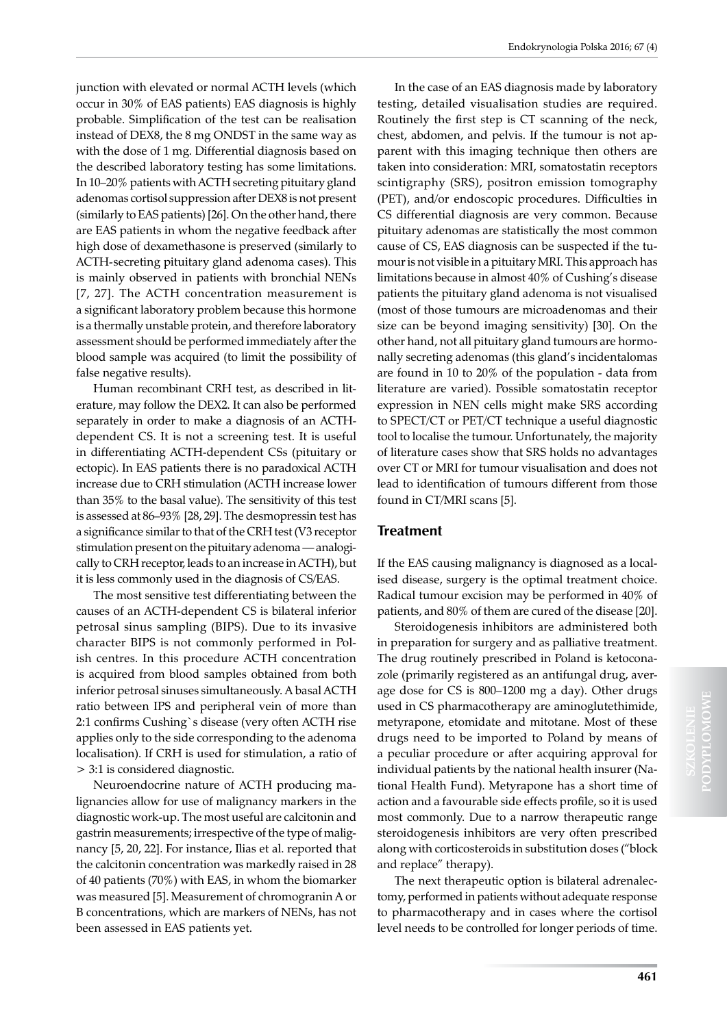junction with elevated or normal ACTH levels (which occur in 30% of EAS patients) EAS diagnosis is highly probable. Simplification of the test can be realisation instead of DEX8, the 8 mg ONDST in the same way as with the dose of 1 mg. Differential diagnosis based on the described laboratory testing has some limitations. In 10–20% patients with ACTH secreting pituitary gland adenomas cortisol suppression after DEX8 is not present (similarly to EAS patients) [26]. On the other hand, there are EAS patients in whom the negative feedback after high dose of dexamethasone is preserved (similarly to ACTH-secreting pituitary gland adenoma cases). This is mainly observed in patients with bronchial NENs [7, 27]. The ACTH concentration measurement is a significant laboratory problem because this hormone is a thermally unstable protein, and therefore laboratory assessment should be performed immediately after the blood sample was acquired (to limit the possibility of false negative results).

Human recombinant CRH test, as described in literature, may follow the DEX2. It can also be performed separately in order to make a diagnosis of an ACTH-dependent CS. It is not a screening test. It is useful in differentiating ACTH-dependent CSs (pituitary or ectopic). In EAS patients there is no paradoxical ACTH increase due to CRH stimulation (ACTH increase lower than 35% to the basal value). The sensitivity of this test is assessed at 86–93% [28, 29]. The desmopressin test has a significance similar to that of the CRH test (V3 receptor stimulation present on the pituitary adenoma — analogically to CRH receptor, leads to an increase in ACTH), but it is less commonly used in the diagnosis of CS/EAS.

The most sensitive test differentiating between the causes of an ACTH-dependent CS is bilateral inferior petrosal sinus sampling (BIPS). Due to its invasive character BIPS is not commonly performed in Polish centres. In this procedure ACTH concentration is acquired from blood samples obtained from both inferior petrosal sinuses simultaneously. A basal ACTH ratio between IPS and peripheral vein of more than 2:1 confirms Cushing`s disease (very often ACTH rise applies only to the side corresponding to the adenoma localisation). If CRH is used for stimulation, a ratio of > 3:1 is considered diagnostic.

Neuroendocrine nature of ACTH producing malignancies allow for use of malignancy markers in the diagnostic work-up. The most useful are calcitonin and gastrin measurements; irrespective of the type of malignancy [5, 20, 22]. For instance, Ilias et al. reported that the calcitonin concentration was markedly raised in 28 of 40 patients (70%) with EAS, in whom the biomarker was measured [5]. Measurement of chromogranin A or B concentrations, which are markers of NENs, has not been assessed in EAS patients yet.

In the case of an EAS diagnosis made by laboratory testing, detailed visualisation studies are required. Routinely the first step is CT scanning of the neck, chest, abdomen, and pelvis. If the tumour is not apparent with this imaging technique then others are taken into consideration: MRI, somatostatin receptors scintigraphy (SRS), positron emission tomography (PET), and/or endoscopic procedures. Difficulties in CS differential diagnosis are very common. Because pituitary adenomas are statistically the most common cause of CS, EAS diagnosis can be suspected if the tumour is not visible in a pituitary MRI. This approach has limitations because in almost 40% of Cushing's disease patients the pituitary gland adenoma is not visualised (most of those tumours are microadenomas and their size can be beyond imaging sensitivity) [30]. On the other hand, not all pituitary gland tumours are hormonally secreting adenomas (this gland's incidentalomas are found in 10 to 20% of the population - data from literature are varied). Possible somatostatin receptor expression in NEN cells might make SRS according to SPECT/CT or PET/CT technique a useful diagnostic tool to localise the tumour. Unfortunately, the majority of literature cases show that SRS holds no advantages over CT or MRI for tumour visualisation and does not lead to identification of tumours different from those found in CT/MRI scans [5].

## Treatment

If the EAS causing malignancy is diagnosed as a localised disease, surgery is the optimal treatment choice. Radical tumour excision may be performed in 40% of patients, and 80% of them are cured of the disease [20].

Steroidogenesis inhibitors are administered both in preparation for surgery and as palliative treatment. The drug routinely prescribed in Poland is ketoconazole (primarily registered as an antifungal drug, average dose for CS is 800–1200 mg a day). Other drugs used in CS pharmacotherapy are aminoglutethimide, metyrapone, etomidate and mitotane. Most of these drugs need to be imported to Poland by means of a peculiar procedure or after acquiring approval for individual patients by the national health insurer (National Health Fund). Metyrapone has a short time of action and a favourable side effects profile, so it is used most commonly. Due to a narrow therapeutic range steroidogenesis inhibitors are very often prescribed along with corticosteroids in substitution doses ("block and replace" therapy).

The next therapeutic option is bilateral adrenalectomy, performed in patients without adequate response to pharmacotherapy and in cases where the cortisol level needs to be controlled for longer periods of time.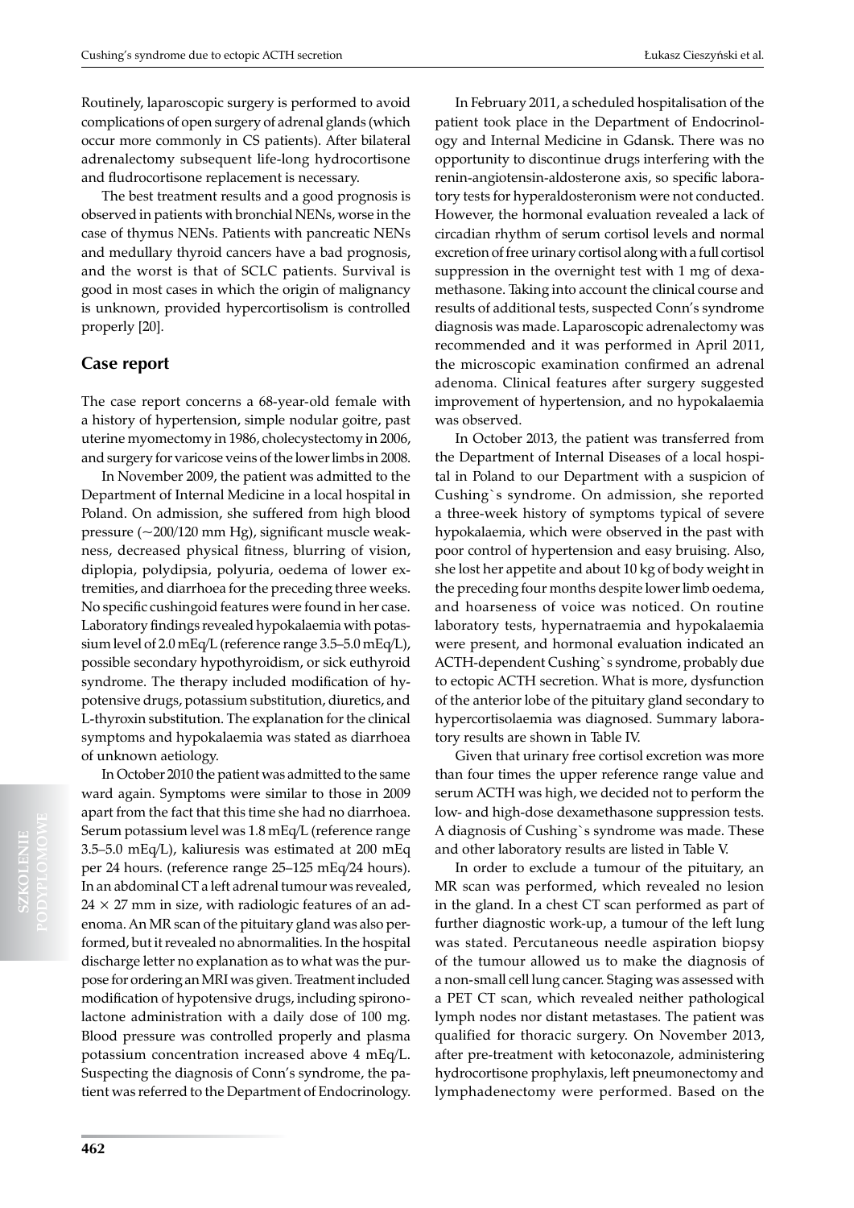Routinely, laparoscopic surgery is performed to avoid complications of open surgery of adrenal glands (which occur more commonly in CS patients). After bilateral adrenalectomy subsequent life-long hydrocortisone and fludrocortisone replacement is necessary.

The best treatment results and a good prognosis is observed in patients with bronchial NENs, worse in the case of thymus NENs. Patients with pancreatic NENs and medullary thyroid cancers have a bad prognosis, and the worst is that of SCLC patients. Survival is good in most cases in which the origin of malignancy is unknown, provided hypercortisolism is controlled properly [20].

## Case report

The case report concerns a 68-year-old female with a history of hypertension, simple nodular goitre, past uterine myomectomy in 1986, cholecystectomy in 2006, and surgery for varicose veins of the lower limbs in 2008.

In November 2009, the patient was admitted to the Department of Internal Medicine in a local hospital in Poland. On admission, she suffered from high blood pressure (~200/120 mm Hg), significant muscle weakness, decreased physical fitness, blurring of vision, diplopia, polydipsia, polyuria, oedema of lower extremities, and diarrhoea for the preceding three weeks. No specific cushingoid features were found in her case. Laboratory findings revealed hypokalaemia with potassium level of 2.0 mEq/L (reference range 3.5–5.0 mEq/L), possible secondary hypothyroidism, or sick euthyroid syndrome. The therapy included modification of hypotensive drugs, potassium substitution, diuretics, and L-thyroxin substitution. The explanation for the clinical symptoms and hypokalaemia was stated as diarrhoea of unknown aetiology.

In October 2010 the patient was admitted to the same ward again. Symptoms were similar to those in 2009 apart from the fact that this time she had no diarrhoea. Serum potassium level was 1.8 mEq/L (reference range 3.5–5.0 mEq/L), kaliuresis was estimated at 200 mEq per 24 hours. (reference range 25–125 mEq/24 hours). In an abdominal CT a left adrenal tumour was revealed, $24 \times 27$ mm in size, with radiologic features of an adenoma. An MR scan of the pituitary gland was also performed, but it revealed no abnormalities. In the hospital discharge letter no explanation as to what was the purpose for ordering an MRI was given. Treatment included modification of hypotensive drugs, including spironolactone administration with a daily dose of 100 mg. Blood pressure was controlled properly and plasma potassium concentration increased above 4 mEq/L. Suspecting the diagnosis of Conn's syndrome, the patient was referred to the Department of Endocrinology.

In February 2011, a scheduled hospitalisation of the patient took place in the Department of Endocrinology and Internal Medicine in Gdansk. There was no opportunity to discontinue drugs interfering with the renin-angiotensin-aldosterone axis, so specific laboratory tests for hyperaldosteronism were not conducted. However, the hormonal evaluation revealed a lack of circadian rhythm of serum cortisol levels and normal excretion of free urinary cortisol along with a full cortisol suppression in the overnight test with 1 mg of dexamethasone. Taking into account the clinical course and results of additional tests, suspected Conn's syndrome diagnosis was made. Laparoscopic adrenalectomy was recommended and it was performed in April 2011, the microscopic examination confirmed an adrenal adenoma. Clinical features after surgery suggested improvement of hypertension, and no hypokalaemia was observed.

In October 2013, the patient was transferred from the Department of Internal Diseases of a local hospital in Poland to our Department with a suspicion of Cushing`s syndrome. On admission, she reported a three-week history of symptoms typical of severe hypokalaemia, which were observed in the past with poor control of hypertension and easy bruising. Also, she lost her appetite and about 10 kg of body weight in the preceding four months despite lower limb oedema, and hoarseness of voice was noticed. On routine laboratory tests, hypernatraemia and hypokalaemia were present, and hormonal evaluation indicated an ACTH-dependent Cushing`s syndrome, probably due to ectopic ACTH secretion. What is more, dysfunction of the anterior lobe of the pituitary gland secondary to hypercortisolaemia was diagnosed. Summary laboratory results are shown in Table IV.

Given that urinary free cortisol excretion was more than four times the upper reference range value and serum ACTH was high, we decided not to perform the low- and high-dose dexamethasone suppression tests. A diagnosis of Cushing`s syndrome was made. These and other laboratory results are listed in Table V.

In order to exclude a tumour of the pituitary, an MR scan was performed, which revealed no lesion in the gland. In a chest CT scan performed as part of further diagnostic work-up, a tumour of the left lung was stated. Percutaneous needle aspiration biopsy of the tumour allowed us to make the diagnosis of a non-small cell lung cancer. Staging was assessed with a PET CT scan, which revealed neither pathological lymph nodes nor distant metastases. The patient was qualified for thoracic surgery. On November 2013, after pre-treatment with ketoconazole, administering hydrocortisone prophylaxis, left pneumonectomy and lymphadenectomy were performed. Based on the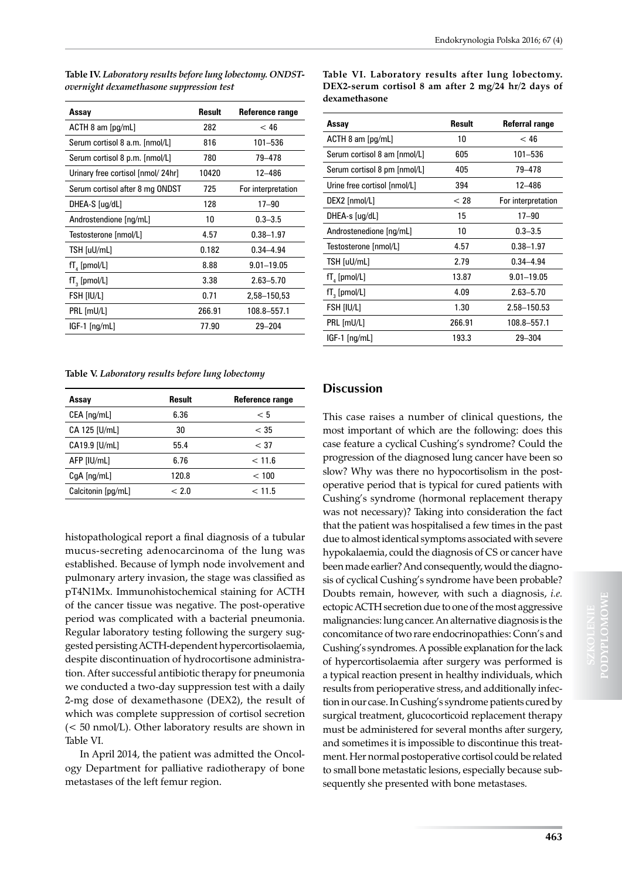**Table IV.** *Laboratory results before lung lobectomy. ONDST-overnight dexamethasone suppression test*

| Assay | Result | Reference range |
|---|---|---|
| ACTH 8 am [pg/mL] | 282 | < 46 |
| Serum cortisol 8 a.m. [nmol/L] | 816 | 101–536 |
| Serum cortisol 8 p.m. [nmol/L] | 780 | 79–478 |
| Urinary free cortisol [nmol/ 24hr] | 10420 | 12–486 |
| Serum cortisol after 8 mg ONDST | 725 | For interpretation |
| DHEA-S [ug/dL] | 128 | 17–90 |
| Androstendione [ng/mL] | 10 | 0.3–3.5 |
| Testosterone [nmol/L] | 4.57 | 0.38–1.97 |
| TSH [uU/mL] | 0.182 | 0.34–4.94 |
| $fT_4$ [pmol/L] | 8.88 | 9.01–19.05 |
| $fT_3$ [pmol/L] | 3.38 | 2.63–5.70 |
| FSH [IU/L] | 0.71 | 2,58–150,53 |
| PRL [mU/L] | 266.91 | 108.8–557.1 |
| IGF-1 [ng/mL] | 77.90 | 29–204 |

**Table V.** *Laboratory results before lung lobectomy*

| Assay | Result | Reference range |
|---|---|---|
| CEA [ng/mL] | 6.36 | < 5 |
| CA 125 [U/mL] | 30 | < 35 |
| CA19.9 [U/mL] | 55.4 | < 37 |
| AFP [IU/mL] | 6.76 | < 11.6 |
| CgA [ng/mL] | 120.8 | < 100 |
| Calcitonin [pg/mL] | < 2.0 | < 11.5 |

histopathological report a final diagnosis of a tubular mucus-secreting adenocarcinoma of the lung was established. Because of lymph node involvement and pulmonary artery invasion, the stage was classified as pT4N1Mx. Immunohistochemical staining for ACTH of the cancer tissue was negative. The post-operative period was complicated with a bacterial pneumonia. Regular laboratory testing following the surgery suggested persisting ACTH-dependent hypercortisolaemia, despite discontinuation of hydrocortisone administration. After successful antibiotic therapy for pneumonia we conducted a two-day suppression test with a daily 2-mg dose of dexamethasone (DEX2), the result of which was complete suppression of cortisol secretion (< 50 nmol/L). Other laboratory results are shown in Table VI.

In April 2014, the patient was admitted the Oncology Department for palliative radiotherapy of bone metastases of the left femur region.

**Table VI. Laboratory results after lung lobectomy. DEX2-serum cortisol 8 am after 2 mg/24 hr/2 days of dexamethasone**

| Assay | Result | Referral range |
|---|---|---|
| ACTH 8 am [pg/mL] | 10 | < 46 |
| Serum cortisol 8 am [nmol/L] | 605 | 101–536 |
| Serum cortisol 8 pm [nmol/L] | 405 | 79–478 |
| Urine free cortisol [nmol/L] | 394 | 12–486 |
| DEX2 [nmol/L] | < 28 | For interpretation |
| DHEA-s [ug/dL] | 15 | 17–90 |
| Androstenedione [ng/mL] | 10 | 0.3–3.5 |
| Testosterone [nmol/L] | 4.57 | 0.38–1.97 |
| TSH [uU/mL] | 2.79 | 0.34–4.94 |
| $fT_4$ [pmol/L] | 13.87 | 9.01–19.05 |
| $fT_3$ [pmol/L] | 4.09 | 2.63–5.70 |
| FSH [IU/L] | 1.30 | 2.58–150.53 |
| PRL [mU/L] | 266.91 | 108.8–557.1 |
| IGF-1 [ng/mL] | 193.3 | 29–304 |

## Discussion

This case raises a number of clinical questions, the most important of which are the following: does this case feature a cyclical Cushing's syndrome? Could the progression of the diagnosed lung cancer have been so slow? Why was there no hypocortisolism in the post-operative period that is typical for cured patients with Cushing's syndrome (hormonal replacement therapy was not necessary)? Taking into consideration the fact that the patient was hospitalised a few times in the past due to almost identical symptoms associated with severe hypokalaemia, could the diagnosis of CS or cancer have been made earlier? And consequently, would the diagnosis of cyclical Cushing's syndrome have been probable? Doubts remain, however, with such a diagnosis, *i.e.* ectopic ACTH secretion due to one of the most aggressive malignancies: lung cancer. An alternative diagnosis is the concomitance of two rare endocrinopathies: Conn's and Cushing's syndromes. A possible explanation for the lack of hypercortisolaemia after surgery was performed is a typical reaction present in healthy individuals, which results from perioperative stress, and additionally infection in our case. In Cushing's syndrome patients cured by surgical treatment, glucocorticoid replacement therapy must be administered for several months after surgery, and sometimes it is impossible to discontinue this treatment. Her normal postoperative cortisol could be related to small bone metastatic lesions, especially because subsequently she presented with bone metastases.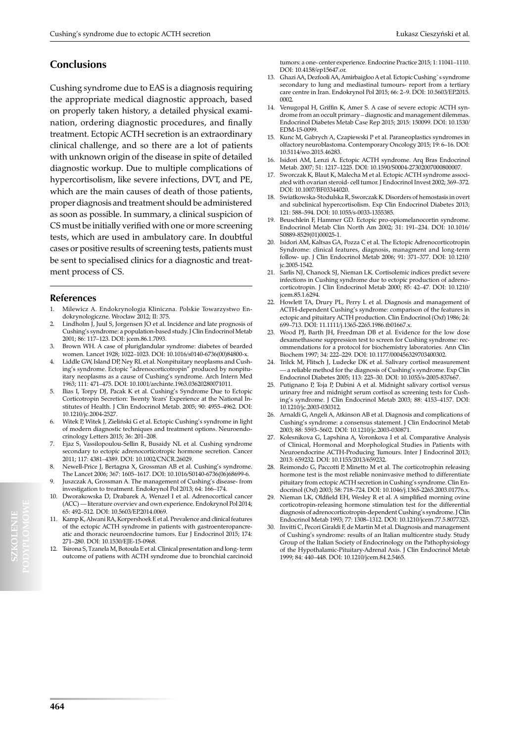## Conclusions

Cushing syndrome due to EAS is a diagnosis requiring the appropriate medical diagnostic approach, based on properly taken history, a detailed physical examination, ordering diagnostic procedures, and finally treatment. Ectopic ACTH secretion is an extraordinary clinical challenge, and so there are a lot of patients with unknown origin of the disease in spite of detailed diagnostic workup. Due to multiple complications of hypercortisolism, like severe infections, DVT, and PE, which are the main causes of death of those patients, proper diagnosis and treatment should be administered as soon as possible. In summary, a clinical suspicion of CS must be initially verified with one or more screening tests, which are used in ambulatory care. In doubtful cases or positive results of screening tests, patients must be sent to specialised clinics for a diagnostic and treatment process of CS.

## References

1. Milewicz A. Endokrynologia Kliniczna. Polskie Towarzystwo Endokrynologiczne. Wrocław 2012; II: 375.
2. Lindholm J, Juul S, Jorgensen JO et al. Incidence and late prognosis of Cushing's syndrome: a population-based study. J Clin Endocrinol Metab 2001; 86: 117–123. DOI: jcem.86.1.7093.
3. Brown WH. A case of pluriglandular syndrome: diabetes of bearded women. Lancet 1928; 1022–1023. DOI: 10.1016/s0140-6736(00)84800-x.
4. Liddle GW, Island DP, Ney RL et al. Nonpituitary neoplasms and Cushing's syndrome. Ectopic "adrenocorticotropin" produced by nonpituitary neoplasms as a cause of Cushing's syndrome. Arch Intern Med 1963; 111: 471–475. DOI: 10.1001/archinte.1963.03620280071011.
5. Ilias I, Torpy DJ, Pacak K et al. Cushing's Syndrome Due to Ectopic Corticotropin Secretion: Twenty Years' Experience at the National Institutes of Health. J Clin Endocrinol Metab. 2005; 90: 4955–4962. DOI: 10.1210/jc.2004-2527.
6. Witek P, Witek J, Zieliński G et al. Ectopic Cushing's syndrome in light of modern diagnostic techniques and treatment options. Neuroendocrinology Letters 2015; 36: 201–208.
7. Ejaz S, Vassilopoulou-Sellin R, Busaidy NL et al. Cushing syndrome secondary to ectopic adrenocorticotropic hormone secretion. Cancer 2011; 117: 4381–4389. DOI: 10.1002/CNCR.26029.
8. Newell-Price J, Bertagna X, Grossman AB et al. Cushing's syndrome. The Lancet 2006; 367: 1605–1617. DOI: 10.1016/S0140-6736(06)68699-6.
9. Juszczak A, Grossman A. The management of Cushing's disease- from investigation to treatment. Endokrynol Pol 2013; 64: 166–174.
10. Dworakowska D, Drabarek A, Wenzel I et al. Adrenocortical cancer (ACC) — literature overviev and own experience. Endokrynol Pol 2014; 65: 492–512. DOI: 10.5603/EP.2014.0069.
11. Kamp K, Alwani RA, Korpershoek E et al. Prevalence and clinical features of the ectopic ACTH syndrome in patients with gastroenteropancreatic and thoracic neuroendocrine tumors. Eur J Endocrinol 2015; 174: 271–280. DOI: 10.1530/EJE-15-0968.
12. Tsirona S, Tzanela M, Botoula E et al. Clinical presentation and long- term outcome of patiens with ACTH syndrome due to bronchial carcinoid tumors: a one- center experience. Endocrine Practice 2015; 1: 11041–1110. DOI: 10.4158/ep15647.or.
13. Ghazi AA, Dezfooli AA, Amirbaigloo A et al. Ectopic Cushing`s syndrome secondary to lung and mediastinal tumours- report from a tertiary care centre in Iran. Endokrynol Pol 2015; 66: 2–9. DOI: 10.5603/EP.2015.0002.
14. Venugopal H, Griffin K, Amer S. A case of severe ectopic ACTH syndrome from an occult primary – diagnostic and management dilemmas. Endocrinol Diabetes Metab Case Rep 2015; 2015: 150099. DOI: 10.1530/EDM-15-0099.
15. Kunc M, Gabrych A, Czapiewski P et al. Paraneoplastics syndromes in olfactory neuroblastoma. Contemporary Oncology 2015; 19: 6–16. DOI: 10.5114/wo.2015.46283.
16. Isidori AM, Lenzi A. Ectopic ACTH syndrome. Arq Bras Endocrinol Metab. 2007; 51: 1217–1225. DOI: 10.1590/S0004-27302007000800007.
17. Sworczak K, Blaut K, Malecha M et al. Ectopic ACTH syndrome associated with ovarian steroid- cell tumor. J Endocrinol Invest 2002; 369–372. DOI: 10.1007/BF03344020.
18. Swiatkowska-Stodulska R, Sworczak K. Disorders of hemostasis in overt and subclinical hypercortisolism. Exp Clin Endocrinol Diabetes 2013; 121: 588–594. DOI: 10.1055/s-0033-1355385.
19. Beuschlein F, Hammer GD. Ectopic pro-opiomelanocortin syndrome. Endocrinol Metab Clin North Am 2002; 31: 191–234. DOI: 10.1016/S0889-8529(01)00025-1.
20. Isidori AM, Kaltsas GA, Pozza C et al. The Ectopic Adrenocorticotropin Syndrome: clinical features, diagnosis, managment and long-term follow- up. J Clin Endocrinol Metab 2006; 91: 371–377. DOI: 10.1210/jc.2005-1542.
21. Sarlis NJ, Chanock SJ, Nieman LK. Cortisolemic indices predict severe infections in Cushing syndrome due to ectopic production of adrenocorticotropin. J Clin Endocrinol Metab 2000; 85: 42–47. DOI: 10.1210/jcem.85.1.6294.
22. Howlett TA, Drury PL, Perry L et al. Diagnosis and management of ACTH-dependent Cushing's syndrome: comparison of the features in ectopic and pituitary ACTH production. Clin Endocrinol (Oxf) 1986; 24: 699–713. DOI: 11.1111/j.1365-2265.1986.tb01667.x.
23. Wood PJ, Barth JH, Freedman DB et al. Evidence for the low dose dexamethasone suppression test to screen for Cushing syndrome: recommendations for a protocol for biochemistry laboratories. Ann Clin Biochem 1997; 34: 222–229. DOI: 10.1177/000456329703400302.
24. Trilck M, Flitsch J, Ludecke DK et al. Salivary cortisol measurement — a reliable method for the diagnosis of Cushing's syndrome. Exp Clin Endocrinol Diabetes 2005; 113: 225–30. DOI: 10.1055/s-2005-837667.
25. Putignano P, Toja P, Dubini A et al. Midnight salivary cortisol versus urinary free and midnight serum cortisol as screening tests for Cushing's syndrome. J Clin Endocrinol Metab 2003; 88: 4153–4157. DOI: 10.1210/jc.2003-030312.
26. Arnaldi G, Angeli A, Atkinson AB et al. Diagnosis and complications of Cushing's syndrome: a consensus statement. J Clin Endocrinol Metab 2003; 88: 5593–5602. DOI: 10.1210/jc.2003-030871.
27. Kolesnikova G, Lapshina A, Voronkova I et al. Comparative Analysis of Clinical, Hormonal and Morphological Studies in Patients with Neuroendocrine ACTH-Producing Tumours. Inter J Endocrinol 2013; 2013: 659232. DOI: 10.1155/2013/659232.
28. Reimondo G, Paccotti P, Minetto M et al. The corticotrophin releasing hormone test is the most reliable noninvasive method to differentiate pituitary from ectopic ACTH secretion in Cushing's syndrome. Clin Endocrinol (Oxf) 2003; 58: 718–724. DOI: 10.1046/j.1365-2265.2003.01776.x.
29. Nieman LK, Oldfield EH, Wesley R et al. A simplified morning ovine corticotropin-releasing hormone stimulation test for the differential diagnosis of adrenocorticotropin-dependent Cushing's syndrome. J Clin Endocrinol Metab 1993; 77: 1308–1312. DOI: 10.1210/jcem.77.5.8077325.
30. Invitti C, Pecori Giraldi F, de Martin M et al. Diagnosis and management of Cushing's syndrome: results of an Italian multicentre study. Study Group of the Italian Society of Endocrinology on the Pathophysiology of the Hypothalamic-Pituitary-Adrenal Axis. J Clin Endocrinol Metab 1999; 84: 440–448. DOI: 10.1210/jcem.84.2.5465.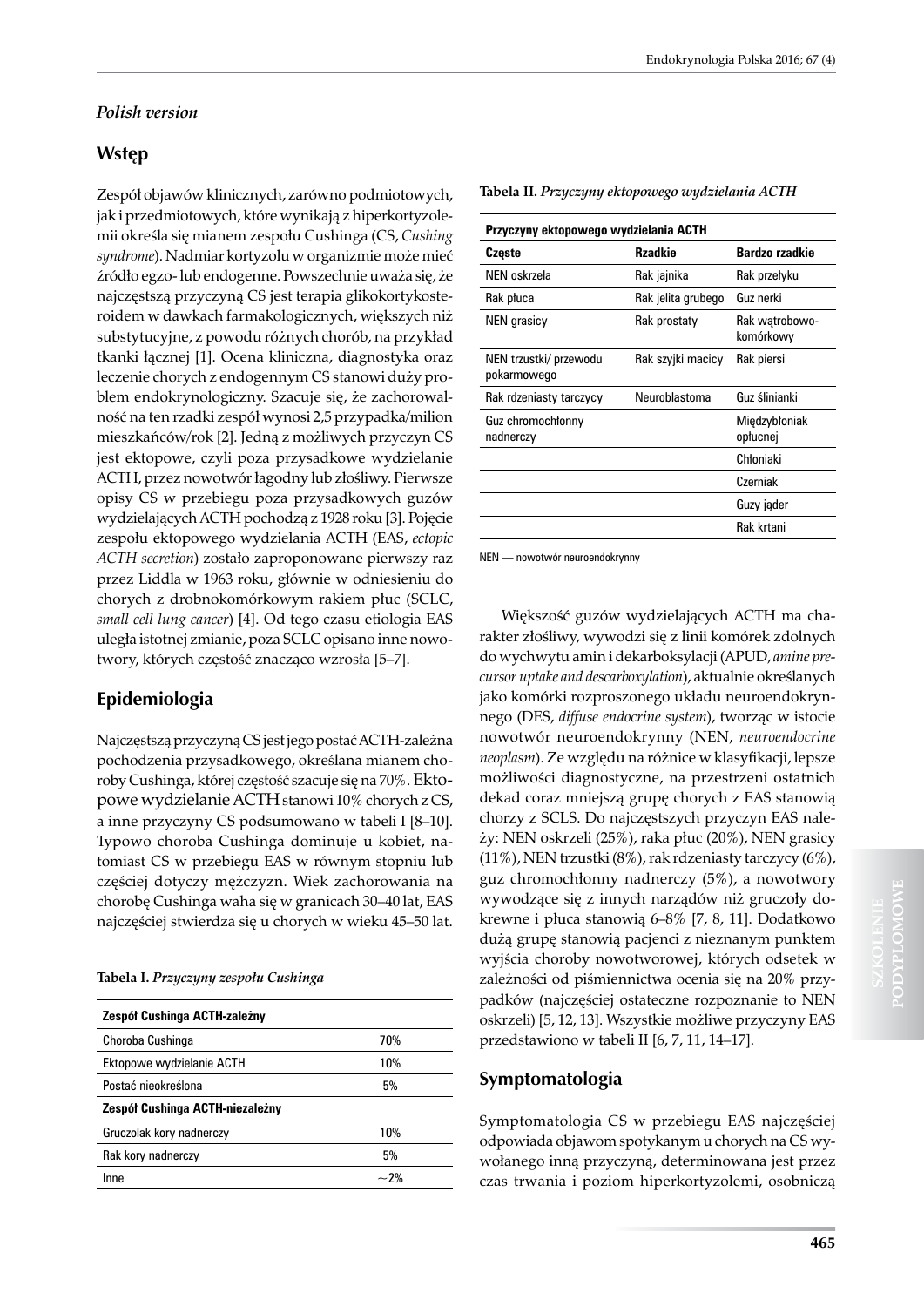*Polish version*

## Wstęp

Zespół objawów klinicznych, zarówno podmiotowych, jak i przedmiotowych, które wynikają z hiperkortyzolemii określa się mianem zespołu Cushinga (CS, *Cushing syndrome*). Nadmiar kortyzolu w organizmie może mieć źródło egzo- lub endogenne. Powszechnie uważa się, że najczęstszą przyczyną CS jest terapia glikokortykosteroidem w dawkach farmakologicznych, większych niż substytucyjne, z powodu różnych chorób, na przykład tkanki łącznej [1]. Ocena kliniczna, diagnostyka oraz leczenie chorych z endogennym CS stanowi duży problem endokrynologiczny. Szacuje się, że zachorowalność na ten rzadki zespół wynosi 2,5 przypadka/milion mieszkańców/rok [2]. Jedną z możliwych przyczyn CS jest ektopowe, czyli poza przysadkowe wydzielanie ACTH, przez nowotwór łagodny lub złośliwy. Pierwsze opisy CS w przebiegu poza przysadkowych guzów wydzielających ACTH pochodzą z 1928 roku [3]. Pojęcie zespołu ektopowego wydzielania ACTH (EAS, *ectopic ACTH secretion*) zostało zaproponowane pierwszy raz przez Liddla w 1963 roku, głównie w odniesieniu do chorych z drobnokomórkowym rakiem płuc (SCLC, *small cell lung cancer*) [4]. Od tego czasu etiologia EAS uległa istotnej zmianie, poza SCLC opisano inne nowotwory, których częstość znacząco wzrosła [5–7].

## Epidemiologia

Najczęstszą przyczyną CS jest jego postać ACTH-zależna pochodzenia przysadkowego, określana mianem choroby Cushinga, której częstość szacuje się na 70%. Ektopowe wydzielanie ACTH stanowi 10% chorych z CS, a inne przyczyny CS podsumowano w tabeli I [8–10]. Typowo choroba Cushinga dominuje u kobiet, natomiast CS w przebiegu EAS w równym stopniu lub częściej dotyczy mężczyzn. Wiek zachorowania na chorobę Cushinga waha się w granicach 30–40 lat, EAS najczęściej stwierdza się u chorych w wieku 45–50 lat.

**Tabela I.** *Przyczyny zespołu Cushinga*

| **Zespół Cushinga ACTH-zależny** | |
|---|---|
| Choroba Cushinga | 70% |
| Ektopowe wydzielanie ACTH | 10% |
| Postać nieokreślona | 5% |
| **Zespół Cushinga ACTH-niezależny** | |
| Gruczolak kory nadnerczy | 10% |
| Rak kory nadnerczy | 5% |
| Inne | ~2% |

**Tabela II.** *Przyczyny ektopowego wydzielania ACTH*

| **Przyczyny ektopowego wydzielania ACTH** | | |
|---|---|---|
| **Częste** | **Rzadkie** | **Bardzo rzadkie** |
| NEN oskrzela | Rak jajnika | Rak przełyku |
| Rak płuca | Rak jelita grubego | Guz nerki |
| NEN grasicy | Rak prostaty | Rak wątrobowokomórkowy |
| NEN trzustki/ przewodu pokarmowego | Rak szyjki macicy | Rak piersi |
| Rak rdzeniasty tarczycy | Neuroblastoma | Guz ślinianki |
| Guz chromochłonny nadnerczy | | Międzybłoniak opłucnej |
| | | Chłoniaki |
| | | Czerniak |
| | | Guzy jąder |
| | | Rak krtani |

NEN — nowotwór neuroendokrynny

Większość guzów wydzielających ACTH ma charakter złośliwy, wywodzi się z linii komórek zdolnych do wychwytu amin i dekarboksylacji (APUD, *amine precursor uptake and descarboxylation*), aktualnie określanych jako komórki rozproszonego układu neuroendokrynnego (DES, *diffuse endocrine system*), tworząc w istocie nowotwór neuroendokrynny (NEN, *neuroendocrine neoplasm*). Ze względu na różnice w klasyfikacji, lepsze możliwości diagnostyczne, na przestrzeni ostatnich dekad coraz mniejszą grupę chorych z EAS stanowią chorzy z SCLS. Do najczęstszych przyczyn EAS należy: NEN oskrzeli (25%), raka płuc (20%), NEN grasicy (11%), NEN trzustki (8%), rak rdzeniasty tarczycy (6%), guz chromochłonny nadnerczy (5%), a nowotwory wywodzące się z innych narządów niż gruczoły dokrewne i płuca stanowią 6–8% [7, 8, 11]. Dodatkowo dużą grupę stanowią pacjenci z nieznanym punktem wyjścia choroby nowotworowej, których odsetek w zależności od piśmiennictwa ocenia się na 20% przypadków (najczęściej ostateczne rozpoznanie to NEN oskrzeli) [5, 12, 13]. Wszystkie możliwe przyczyny EAS przedstawiono w tabeli II [6, 7, 11, 14–17].

## Symptomatologia

Symptomatologia CS w przebiegu EAS najczęściej odpowiada objawom spotykanym u chorych na CS wywołanego inną przyczyną, determinowana jest przez czas trwania i poziom hiperkortyzolemi, osobniczą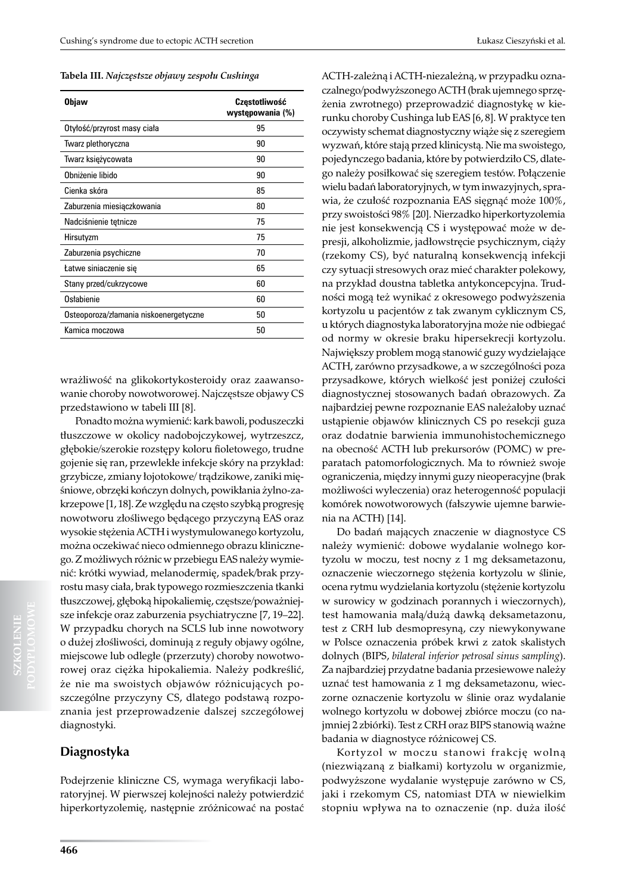**Tabela III.** *Najczęstsze objawy zespołu Cushinga*

| Objaw | Częstotliwość występowania (%) |
|---|---|
| Otyłość/przyrost masy ciała | 95 |
| Twarz plethoryczna | 90 |
| Twarz księżycowata | 90 |
| Obniżenie libido | 90 |
| Cienka skóra | 85 |
| Zaburzenia miesiączkowania | 80 |
| Nadciśnienie tętnicze | 75 |
| Hirsutyzm | 75 |
| Zaburzenia psychiczne | 70 |
| Łatwe siniaczenie się | 65 |
| Stany przed/cukrzycowe | 60 |
| Osłabienie | 60 |
| Osteoporoza/złamania niskoenergetyczne | 50 |
| Kamica moczowa | 50 |

wrażliwość na glikokortykosteroidy oraz zaawansowanie choroby nowotworowej. Najczęstsze objawy CS przedstawiono w tabeli III [8].

Ponadto można wymienić: kark bawoli, poduszeczki tłuszczowe w okolicy nadobojczykowej, wytrzeszcz, głębokie/szerokie rozstępy koloru fioletowego, trudne gojenie się ran, przewlekłe infekcje skóry na przykład: grzybicze, zmiany łojotokowe/trądzikowe, zaniki mięśniowe, obrzęki kończyn dolnych, powikłania żylno-zakrzepowe [1, 18]. Ze względu na często szybką progresję nowotworu złośliwego będącego przyczyną EAS oraz wysokie stężenia ACTH i wystymulowanego kortyzolu, można oczekiwać nieco odmiennego obrazu klinicznego. Z możliwych różnic w przebiegu EAS należy wymienić: krótki wywiad, melanodermię, spadek/brak przyrostu masy ciała, brak typowego rozmieszczenia tkanki tłuszczowej, głęboką hipokaliemię, częstsze/poważniejsze infekcje oraz zaburzenia psychiatryczne [7, 19–22]. W przypadku chorych na SCLS lub inne nowotwory o dużej złośliwości, dominują z reguły objawy ogólne, miejscowe lub odległe (przerzuty) choroby nowotworowej oraz ciężka hipokaliemia. Należy podkreślić, że nie ma swoistych objawów różnicujących poszczególne przyczyny CS, dlatego podstawą rozpoznania jest przeprowadzenie dalszej szczegółowej diagnostyki.

## Diagnostyka

Podejrzenie kliniczne CS, wymaga weryfikacji laboratoryjnej. W pierwszej kolejności należy potwierdzić hiperkortyzolemię, następnie zróżnicować na postać ACTH-zależną i ACTH-niezależną, w przypadku oznaczalnego/podwyższonego ACTH (brak ujemnego sprzężenia zwrotnego) przeprowadzić diagnostykę w kierunku choroby Cushinga lub EAS [6, 8]. W praktyce ten oczywisty schemat diagnostyczny wiąże się z szeregiem wyzwań, które stają przed klinicystą. Nie ma swoistego, pojedynczego badania, które by potwierdziło CS, dlatego należy posiłkować się szeregiem testów. Połączenie wielu badań laboratoryjnych, w tym inwazyjnych, sprawia, że czułość rozpoznania EAS sięgnąć może 100%, przy swoistości 98% [20]. Nierzadko hiperkortyzolemia nie jest konsekwencją CS i występować może w depresji, alkoholizmie, jadłowstręcie psychicznym, ciąży (rzekomy CS), być naturalną konsekwencją infekcji czy sytuacji stresowych oraz mieć charakter polekowy, na przykład doustna tabletka antykoncepcyjna. Trudności mogą też wynikać z okresowego podwyższenia kortyzolu u pacjentów z tak zwanym cyklicznym CS, u których diagnostyka laboratoryjna może nie odbiegać od normy w okresie braku hipersekrecji kortyzolu. Największy problem mogą stanowić guzy wydzielające ACTH, zarówno przysadkowe, a w szczególności poza przysadkowe, których wielkość jest poniżej czułości diagnostycznej stosowanych badań obrazowych. Za najbardziej pewne rozpoznanie EAS należałoby uznać ustąpienie objawów klinicznych CS po resekcji guza oraz dodatnie barwienia immunohistochemicznego na obecność ACTH lub prekursorów (POMC) w preparatach patomorfologicznych. Ma to również swoje ograniczenia, między innymi guzy nieoperacyjne (brak możliwości wyleczenia) oraz heterogenność populacji komórek nowotworowych (fałszywie ujemne barwienia na ACTH) [14].

Do badań mających znaczenie w diagnostyce CS należy wymienić: dobowe wydalanie wolnego kortyzolu w moczu, test nocny z 1 mg deksametazonu, oznaczenie wieczornego stężenia kortyzolu w ślinie, ocena rytmu wydzielania kortyzolu (stężenie kortyzolu w surowicy w godzinach porannych i wieczornych), test hamowania małą/dużą dawką deksametazonu, test z CRH lub desmopresyną, czy niewykonywane w Polsce oznaczenia próbek krwi z zatok skalistych dolnych (BIPS, *bilateral inferior petrosal sinus sampling*). Za najbardziej przydatne badania przesiewowe należy uznać test hamowania z 1 mg deksametazonu, wieczorne oznaczenie kortyzolu w ślinie oraz wydalanie wolnego kortyzolu w dobowej zbiórce moczu (co najmniej 2 zbiórki). Test z CRH oraz BIPS stanowią ważne badania w diagnostyce różnicowej CS.

Kortyzol w moczu stanowi frakcję wolną (niezwiązaną z białkami) kortyzolu w organizmie, podwyższone wydalanie występuje zarówno w CS, jaki i rzekomym CS, natomiast DTA w niewielkim stopniu wpływa na to oznaczenie (np. duża ilość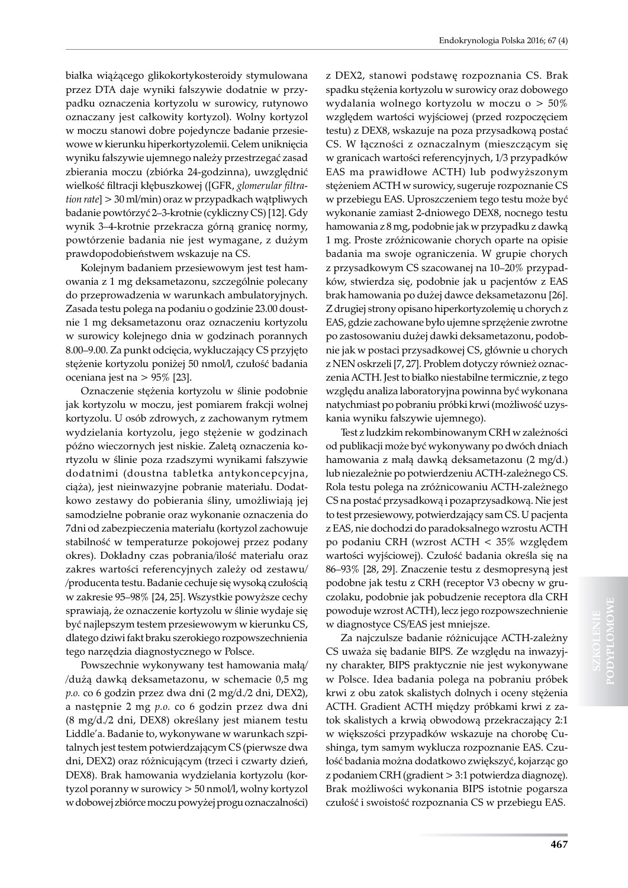białka wiążącego glikokortykosteroidy stymulowana przez DTA daje wyniki fałszywie dodatnie w przypadku oznaczenia kortyzolu w surowicy, rutynowo oznaczany jest całkowity kortyzol). Wolny kortyzol w moczu stanowi dobre pojedyncze badanie przesiewowe w kierunku hiperkortyzolemii. Celem uniknięcia wyniku fałszywie ujemnego należy przestrzegać zasad zbierania moczu (zbiórka 24-godzinna), uwzględnić wielkość filtracji kłębuszkowej ([GFR, *glomerular filtration rate*] > 30 ml/min) oraz w przypadkach wątpliwych badanie powtórzyć 2–3-krotnie (cykliczny CS) [12]. Gdy wynik 3–4-krotnie przekracza górną granicę normy, powtórzenie badania nie jest wymagane, z dużym prawdopodobieństwem wskazuje na CS.

Kolejnym badaniem przesiewowym jest test hamowania z 1 mg deksametazonu, szczególnie polecany do przeprowadzenia w warunkach ambulatoryjnych. Zasada testu polega na podaniu o godzinie 23.00 doustnie 1 mg deksametazonu oraz oznaczeniu kortyzolu w surowicy kolejnego dnia w godzinach porannych 8.00–9.00. Za punkt odcięcia, wykluczający CS przyjęto stężenie kortyzolu poniżej 50 nmol/l, czułość badania oceniana jest na > 95% [23].

Oznaczenie stężenia kortyzolu w ślinie podobnie jak kortyzolu w moczu, jest pomiarem frakcji wolnej kortyzolu. U osób zdrowych, z zachowanym rytmem wydzielania kortyzolu, jego stężenie w godzinach późno wieczornych jest niskie. Zaletą oznaczenia kortyzolu w ślinie poza rzadszymi wynikami fałszywie dodatnimi (doustna tabletka antykoncepcyjna, ciąża), jest nieinwazyjne pobranie materiału. Dodatkowo zestawy do pobierania śliny, umożliwiają jej samodzielne pobranie oraz wykonanie oznaczenia do 7dni od zabezpieczenia materiału (kortyzol zachowuje stabilność w temperaturze pokojowej przez podany okres). Dokładny czas pobrania/ilość materiału oraz zakres wartości referencyjnych zależy od zestawu/ /producenta testu. Badanie cechuje się wysoką czułością w zakresie 95–98% [24, 25]. Wszystkie powyższe cechy sprawiają, że oznaczenie kortyzolu w ślinie wydaje się być najlepszym testem przesiewowym w kierunku CS, dlatego dziwi fakt braku szerokiego rozpowszechnienia tego narzędzia diagnostycznego w Polsce.

Powszechnie wykonywany test hamowania małą/ /dużą dawką deksametazonu, w schemacie 0,5 mg *p.o.* co 6 godzin przez dwa dni (2 mg/d./2 dni, DEX2), a następnie 2 mg *p.o.* co 6 godzin przez dwa dni (8 mg/d./2 dni, DEX8) określany jest mianem testu Liddle'a. Badanie to, wykonywane w warunkach szpitalnych jest testem potwierdzającym CS (pierwsze dwa dni, DEX2) oraz różnicującym (trzeci i czwarty dzień, DEX8). Brak hamowania wydzielania kortyzolu (kortyzol poranny w surowicy > 50 nmol/l, wolny kortyzol w dobowej zbiórce moczu powyżej progu oznaczalności) z DEX2, stanowi podstawę rozpoznania CS. Brak spadku stężenia kortyzolu w surowicy oraz dobowego wydalania wolnego kortyzolu w moczu o > 50% względem wartości wyjściowej (przed rozpoczęciem testu) z DEX8, wskazuje na poza przysadkową postać CS. W łączności z oznaczalnym (mieszczącym się w granicach wartości referencyjnych, 1/3 przypadków EAS ma prawidłowe ACTH) lub podwyższonym stężeniem ACTH w surowicy, sugeruje rozpoznanie CS w przebiegu EAS. Uproszczeniem tego testu może być wykonanie zamiast 2-dniowego DEX8, nocnego testu hamowania z 8 mg, podobnie jak w przypadku z dawką 1 mg. Proste zróżnicowanie chorych oparte na opisie badania ma swoje ograniczenia. W grupie chorych z przysadkowym CS szacowanej na 10–20% przypadków, stwierdza się, podobnie jak u pacjentów z EAS brak hamowania po dużej dawce deksametazonu [26]. Z drugiej strony opisano hiperkortyzolemię u chorych z EAS, gdzie zachowane było ujemne sprzężenie zwrotne po zastosowaniu dużej dawki deksametazonu, podobnie jak w postaci przysadkowej CS, głównie u chorych z NEN oskrzeli [7, 27]. Problem dotyczy również oznaczenia ACTH. Jest to białko niestabilne termicznie, z tego względu analiza laboratoryjna powinna być wykonana natychmiast po pobraniu próbki krwi (możliwość uzyskania wyniku fałszywie ujemnego).

Test z ludzkim rekombinowanym CRH w zależności od publikacji może być wykonywany po dwóch dniach hamowania z małą dawką deksametazonu (2 mg/d.) lub niezależnie po potwierdzeniu ACTH-zależnego CS. Rola testu polega na zróżnicowaniu ACTH-zależnego CS na postać przysadkową i pozaprzysadkową. Nie jest to test przesiewowy, potwierdzający sam CS. U pacjenta z EAS, nie dochodzi do paradoksalnego wzrostu ACTH po podaniu CRH (wzrost ACTH < 35% względem wartości wyjściowej). Czułość badania określa się na 86–93% [28, 29]. Znaczenie testu z desmopresyną jest podobne jak testu z CRH (receptor V3 obecny w gruczolaku, podobnie jak pobudzenie receptora dla CRH powoduje wzrost ACTH), lecz jego rozpowszechnienie w diagnostyce CS/EAS jest mniejsze.

Za najczulsze badanie różnicujące ACTH-zależny CS uważa się badanie BIPS. Ze względu na inwazyjny charakter, BIPS praktycznie nie jest wykonywane w Polsce. Idea badania polega na pobraniu próbek krwi z obu zatok skalistych dolnych i oceny stężenia ACTH. Gradient ACTH między próbkami krwi z zatok skalistych a krwią obwodową przekraczający 2:1 w większości przypadków wskazuje na chorobę Cushinga, tym samym wyklucza rozpoznanie EAS. Czułość badania można dodatkowo zwiększyć, kojarząc go z podaniem CRH (gradient > 3:1 potwierdza diagnozę). Brak możliwości wykonania BIPS istotnie pogarsza czułość i swoistość rozpoznania CS w przebiegu EAS.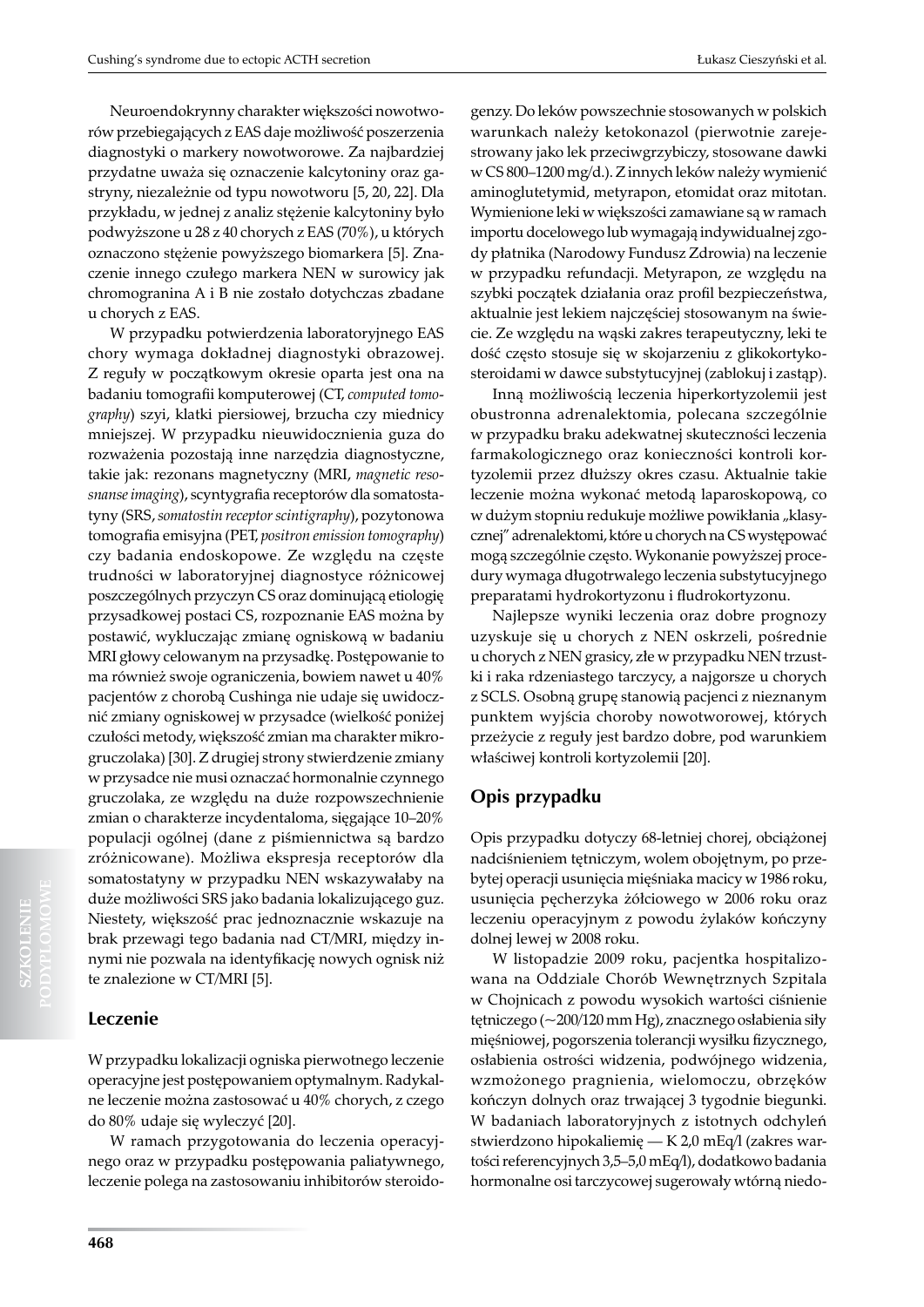Neuroendokrynny charakter większości nowotworów przebiegających z EAS daje możliwość poszerzenia diagnostyki o markery nowotworowe. Za najbardziej przydatne uważa się oznaczenie kalcytoniny oraz gastryny, niezależnie od typu nowotworu [5, 20, 22]. Dla przykładu, w jednej z analiz stężenie kalcytoniny było podwyższone u 28 z 40 chorych z EAS (70%), u których oznaczono stężenie powyższego biomarkera [5]. Znaczenie innego czułego markera NEN w surowicy jak chromogranina A i B nie zostało dotychczas zbadane u chorych z EAS.

W przypadku potwierdzenia laboratoryjnego EAS chory wymaga dokładnej diagnostyki obrazowej. Z reguły w początkowym okresie oparta jest ona na badaniu tomografii komputerowej (CT, *computed tomography*) szyi, klatki piersiowej, brzucha czy miednicy mniejszej. W przypadku nieuwidocznienia guza do rozważenia pozostają inne narzędzia diagnostyczne, takie jak: rezonans magnetyczny (MRI, *magnetic resosnanse imaging*), scyntygrafia receptorów dla somatostatyny (SRS, *somatostin receptor scintigraphy*), pozytonowa tomografia emisyjna (PET, *positron emission tomography*) czy badania endoskopowe. Ze względu na częste trudności w laboratoryjnej diagnostyce różnicowej poszczególnych przyczyn CS oraz dominującą etiologię przysadkowej postaci CS, rozpoznanie EAS można by postawić, wykluczając zmianę ogniskową w badaniu MRI głowy celowanym na przysadkę. Postępowanie to ma również swoje ograniczenia, bowiem nawet u 40% pacjentów z chorobą Cushinga nie udaje się uwidocznić zmiany ogniskowej w przysadce (wielkość poniżej czułości metody, większość zmian ma charakter mikrogruczolaka) [30]. Z drugiej strony stwierdzenie zmiany w przysadce nie musi oznaczać hormonalnie czynnego gruczolaka, ze względu na duże rozpowszechnienie zmian o charakterze incydentaloma, sięgające 10–20% populacji ogólnej (dane z piśmiennictwa są bardzo zróżnicowane). Możliwa ekspresja receptorów dla somatostatyny w przypadku NEN wskazywałaby na duże możliwości SRS jako badania lokalizującego guz. Niestety, większość prac jednoznacznie wskazuje na brak przewagi tego badania nad CT/MRI, między innymi nie pozwala na identyfikację nowych ognisk niż te znalezione w CT/MRI [5].

## Leczenie

W przypadku lokalizacji ogniska pierwotnego leczenie operacyjne jest postępowaniem optymalnym. Radykalne leczenie można zastosować u 40% chorych, z czego do 80% udaje się wyleczyć [20].

W ramach przygotowania do leczenia operacyjnego oraz w przypadku postępowania paliatywnego, leczenie polega na zastosowaniu inhibitorów steroidogenezy. Do leków powszechnie stosowanych w polskich warunkach należy ketokonazol (pierwotnie zarejestrowany jako lek przeciwgrzybiczy, stosowane dawki w CS 800–1200 mg/d.). Z innych leków należy wymienić aminoglutetymid, metyrapon, etomidat oraz mitotan. Wymienione leki w większości zamawiane są w ramach importu docelowego lub wymagają indywidualnej zgody płatnika (Narodowy Fundusz Zdrowia) na leczenie w przypadku refundacji. Metyrapon, ze względu na szybki początek działania oraz profil bezpieczeństwa, aktualnie jest lekiem najczęściej stosowanym na świecie. Ze względu na wąski zakres terapeutyczny, leki te dość często stosuje się w skojarzeniu z glikokortykosteroidami w dawce substytucyjnej (zablokuj i zastąp).

Inną możliwością leczenia hiperkortyzolemii jest obustronna adrenalektomia, polecana szczególnie w przypadku braku adekwatnej skuteczności leczenia farmakologicznego oraz konieczności kontroli kortyzolemii przez dłuższy okres czasu. Aktualnie takie leczenie można wykonać metodą laparoskopową, co w dużym stopniu redukuje możliwe powikłania „klasycznej" adrenalektomi, które u chorych na CS występować mogą szczególnie często. Wykonanie powyższej procedury wymaga długotrwałego leczenia substytucyjnego preparatami hydrokortyzonu i fludrokortyzonu.

Najlepsze wyniki leczenia oraz dobre prognozy uzyskuje się u chorych z NEN oskrzeli, pośrednie u chorych z NEN grasicy, złe w przypadku NEN trzustki i raka rdzeniastego tarczycy, a najgorsze u chorych z SCLS. Osobną grupę stanowią pacjenci z nieznanym punktem wyjścia choroby nowotworowej, których przeżycie z reguły jest bardzo dobre, pod warunkiem właściwej kontroli kortyzolemii [20].

## Opis przypadku

Opis przypadku dotyczy 68-letniej chorej, obciążonej nadciśnieniem tętniczym, wolem obojętnym, po przebytej operacji usunięcia mięśniaka macicy w 1986 roku, usunięcia pęcherzyka żółciowego w 2006 roku oraz leczeniu operacyjnym z powodu żylaków kończyny dolnej lewej w 2008 roku.

W listopadzie 2009 roku, pacjentka hospitalizowana na Oddziale Chorób Wewnętrznych Szpitala w Chojnicach z powodu wysokich wartości ciśnienie tętniczego (~200/120 mm Hg), znacznego osłabienia siły mięśniowej, pogorszenia tolerancji wysiłku fizycznego, osłabienia ostrości widzenia, podwójnego widzenia, wzmożonego pragnienia, wielomoczu, obrzęków kończyn dolnych oraz trwającej 3 tygodnie biegunki. W badaniach laboratoryjnych z istotnych odchyleń stwierdzono hipokaliemię — K 2,0 mEq/l (zakres wartości referencyjnych 3,5–5,0 mEq/l), dodatkowo badania hormonalne osi tarczycowej sugerowały wtórną niedo-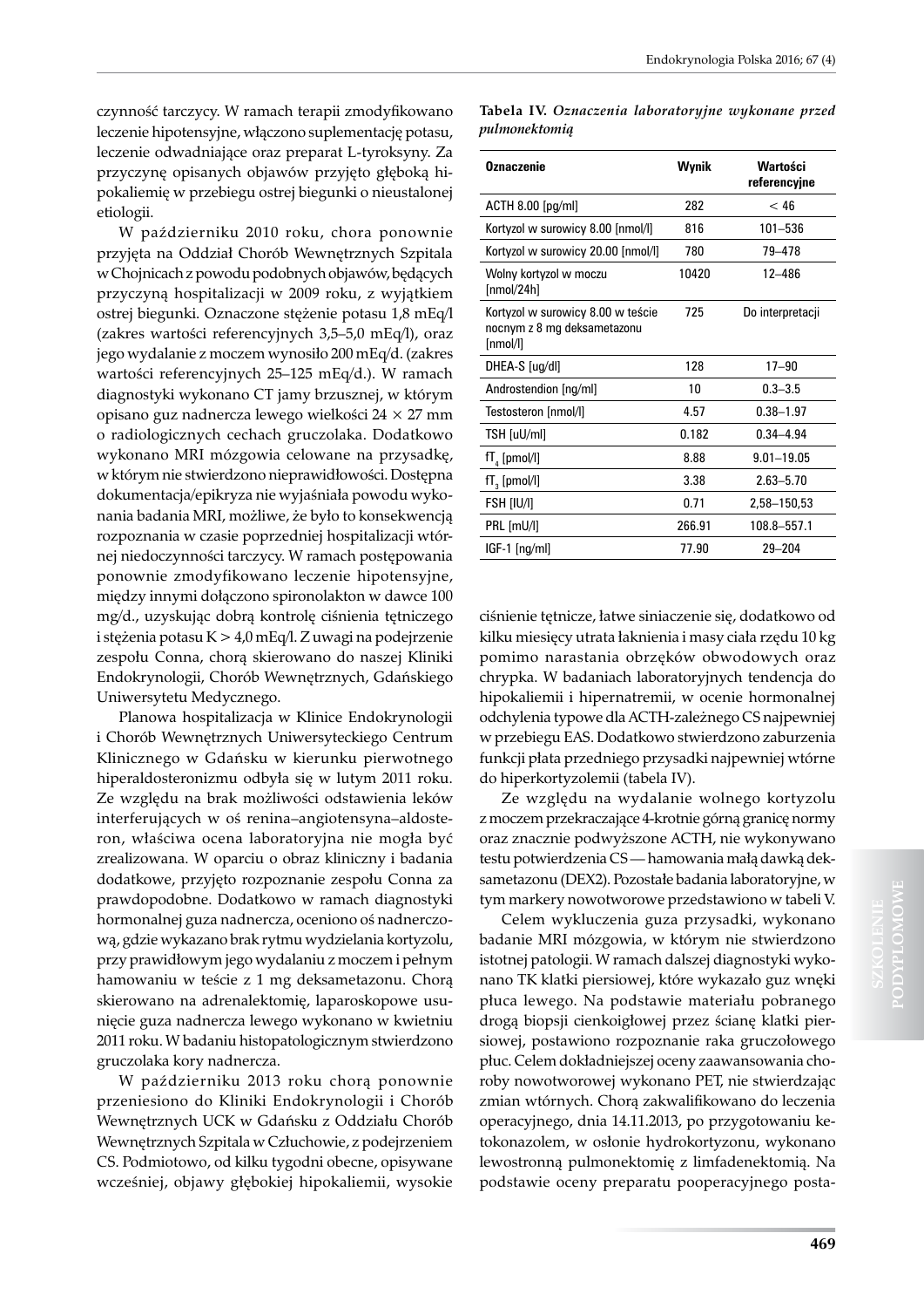czynność tarczycy. W ramach terapii zmodyfikowano leczenie hipotensyjne, włączono suplementację potasu, leczenie odwadniające oraz preparat L-tyroksyny. Za przyczynę opisanych objawów przyjęto głęboką hipokaliemię w przebiegu ostrej biegunki o nieustalonej etiologii.

W październiku 2010 roku, chora ponownie przyjęta na Oddział Chorób Wewnętrznych Szpitala w Chojnicach z powodu podobnych objawów, będących przyczyną hospitalizacji w 2009 roku, z wyjątkiem ostrej biegunki. Oznaczone stężenie potasu 1,8 mEq/l (zakres wartości referencyjnych 3,5–5,0 mEq/l), oraz jego wydalanie z moczem wynosiło 200 mEq/d. (zakres wartości referencyjnych 25–125 mEq/d.). W ramach diagnostyki wykonano CT jamy brzusznej, w którym opisano guz nadnercza lewego wielkości 24 × 27 mm o radiologicznych cechach gruczolaka. Dodatkowo wykonano MRI mózgowia celowane na przysadkę, w którym nie stwierdzono nieprawidłowości. Dostępna dokumentacja/epikryza nie wyjaśniała powodu wykonania badania MRI, możliwe, że było to konsekwencją rozpoznania w czasie poprzedniej hospitalizacji wtórnej niedoczynności tarczycy. W ramach postępowania ponownie zmodyfikowano leczenie hipotensyjne, między innymi dołączono spironolakton w dawce 100 mg/d., uzyskując dobrą kontrolę ciśnienia tętniczego i stężenia potasu K > 4,0 mEq/l. Z uwagi na podejrzenie zespołu Conna, chorą skierowano do naszej Kliniki Endokrynologii, Chorób Wewnętrznych, Gdańskiego Uniwersytetu Medycznego.

Planowa hospitalizacja w Klinice Endokrynologii i Chorób Wewnętrznych Uniwersyteckiego Centrum Klinicznego w Gdańsku w kierunku pierwotnego hiperaldosteronizmu odbyła się w lutym 2011 roku. Ze względu na brak możliwości odstawienia leków interferujących w oś renina–angiotensyna–aldosteron, właściwa ocena laboratoryjna nie mogła być zrealizowana. W oparciu o obraz kliniczny i badania dodatkowe, przyjęto rozpoznanie zespołu Conna za prawdopodobne. Dodatkowo w ramach diagnostyki hormonalnej guza nadnercza, oceniono oś nadnerczową, gdzie wykazano brak rytmu wydzielania kortyzolu, przy prawidłowym jego wydalaniu z moczem i pełnym hamowaniu w teście z 1 mg deksametazonu. Chorą skierowano na adrenalektomię, laparoskopowe usunięcie guza nadnercza lewego wykonano w kwietniu 2011 roku. W badaniu histopatologicznym stwierdzono gruczolaka kory nadnercza.

W październiku 2013 roku chorą ponownie przeniesiono do Kliniki Endokrynologii i Chorób Wewnętrznych UCK w Gdańsku z Oddziału Chorób Wewnętrznych Szpitala w Człuchowie, z podejrzeniem CS. Podmiotowo, od kilku tygodni obecne, opisywane wcześniej, objawy głębokiej hipokaliemii, wysokie ciśnienie tętnicze, łatwe siniaczenie się, dodatkowo od kilku miesięcy utrata łaknienia i masy ciała rzędu 10 kg pomimo narastania obrzęków obwodowych oraz chrypka. W badaniach laboratoryjnych tendencja do hipokaliemii i hipernatremii, w ocenie hormonalnej odchylenia typowe dla ACTH-zależnego CS najpewniej w przebiegu EAS. Dodatkowo stwierdzono zaburzenia funkcji płata przedniego przysadki najpewniej wtórne do hiperkortyzolemii (tabela IV).

**Tabela IV.** *Oznaczenia laboratoryjne wykonane przed pulmonektomią*

| Oznaczenie | Wynik | Wartości referencyjne |
|---|---|---|
| ACTH 8.00 [pg/ml] | 282 | < 46 |
| Kortyzol w surowicy 8.00 [nmol/l] | 816 | 101–536 |
| Kortyzol w surowicy 20.00 [nmol/l] | 780 | 79–478 |
| Wolny kortyzol w moczu [nmol/24h] | 10420 | 12–486 |
| Kortyzol w surowicy 8.00 w teście nocnym z 8 mg deksametazonu [nmol/l] | 725 | Do interpretacji |
| DHEA-S [ug/dl] | 128 | 17–90 |
| Androstendion [ng/ml] | 10 | 0.3–3.5 |
| Testosteron [nmol/l] | 4.57 | 0.38–1.97 |
| TSH [uU/ml] | 0.182 | 0.34–4.94 |
| $fT_4$ [pmol/l] | 8.88 | 9.01–19.05 |
| $fT_3$ [pmol/l] | 3.38 | 2.63–5.70 |
| FSH [IU/l] | 0.71 | 2,58–150,53 |
| PRL [mU/l] | 266.91 | 108.8–557.1 |
| IGF-1 [ng/ml] | 77.90 | 29–204 |

Ze względu na wydalanie wolnego kortyzolu z moczem przekraczające 4-krotnie górną granicę normy oraz znacznie podwyższone ACTH, nie wykonywano testu potwierdzenia CS — hamowania małą dawką deksametazonu (DEX2). Pozostałe badania laboratoryjne, w tym markery nowotworowe przedstawiono w tabeli V.

Celem wykluczenia guza przysadki, wykonano badanie MRI mózgowia, w którym nie stwierdzono istotnej patologii. W ramach dalszej diagnostyki wykonano TK klatki piersiowej, które wykazało guz wnęki płuca lewego. Na podstawie materiału pobranego drogą biopsji cienkoigłowej przez ścianę klatki piersiowej, postawiono rozpoznanie raka gruczołowego płuc. Celem dokładniejszej oceny zaawansowania choroby nowotworowej wykonano PET, nie stwierdzając zmian wtórnych. Chorą zakwalifikowano do leczenia operacyjnego, dnia 14.11.2013, po przygotowaniu ketokonazolem, w osłonie hydrokortyzonu, wykonano lewostronną pulmonektomię z limfadenektomią. Na podstawie oceny preparatu pooperacyjnego posta-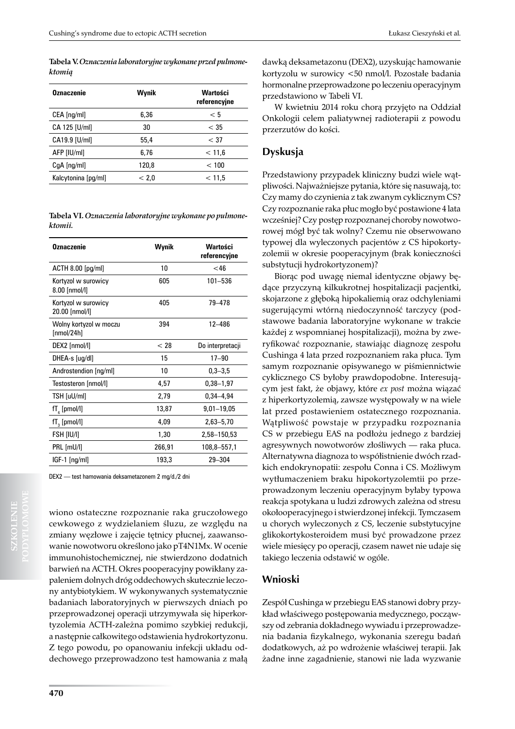**Tabela V.** *Oznaczenia laboratoryjne wykonane przed pulmonektomią*

| Oznaczenie | Wynik | Wartości referencyjne |
|---|---|---|
| CEA [ng/ml] | 6,36 | < 5 |
| CA 125 [U/ml] | 30 | < 35 |
| CA19.9 [U/ml] | 55,4 | < 37 |
| AFP [IU/ml] | 6,76 | < 11,6 |
| CgA [ng/ml] | 120,8 | < 100 |
| Kalcytonina [pg/ml] | < 2,0 | < 11,5 |

**Tabela VI.** *Oznaczenia laboratoryjne wykonane po pulmonektomii.*

| Oznaczenie | Wynik | Wartości referencyjne |
|---|---|---|
| ACTH 8.00 [pg/ml] | 10 | <46 |
| Kortyzol w surowicy 8.00 [nmol/l] | 605 | 101–536 |
| Kortyzol w surowicy 20.00 [nmol/l] | 405 | 79–478 |
| Wolny kortyzol w moczu [nmol/24h] | 394 | 12–486 |
| DEX2 [nmol/l] | < 28 | Do interpretacji |
| DHEA-s [ug/dl] | 15 | 17–90 |
| Androstendion [ng/ml] | 10 | 0,3–3,5 |
| Testosteron [nmol/l] | 4,57 | 0,38–1,97 |
| TSH [uU/ml] | 2,79 | 0,34–4,94 |
| $fT_4$ [pmol/l] | 13,87 | 9,01–19,05 |
| $fT_3$ [pmol/l] | 4,09 | 2,63–5,70 |
| FSH [IU/l] | 1,30 | 2,58–150,53 |
| PRL [mU/l] | 266,91 | 108,8–557,1 |
| IGF-1 [ng/ml] | 193,3 | 29–304 |

DEX2 — test hamowania deksametazonem 2 mg/d./2 dni

wiono ostateczne rozpoznanie raka gruczołowego cewkowego z wydzielaniem śluzu, ze względu na zmiany węzłowe i zajęcie tętnicy płucnej, zaawansowanie nowotworu określono jako pT4N1Mx. W ocenie immunohistochemicznej, nie stwierdzono dodatnich barwień na ACTH. Okres pooperacyjny powikłany zapaleniem dolnych dróg oddechowych skutecznie leczony antybiotykiem. W wykonywanych systematycznie badaniach laboratoryjnych w pierwszych dniach po przeprowadzonej operacji utrzymywała się hiperkortyzolemia ACTH-zależna pomimo szybkiej redukcji, a następnie całkowitego odstawienia hydrokortyzonu. Z tego powodu, po opanowaniu infekcji układu oddechowego przeprowadzono test hamowania z małą dawką deksametazonu (DEX2), uzyskując hamowanie kortyzolu w surowicy <50 nmol/l. Pozostałe badania hormonalne przeprowadzone po leczeniu operacyjnym przedstawiono w Tabeli VI.

W kwietniu 2014 roku chorą przyjęto na Oddział Onkologii celem paliatywnej radioterapii z powodu przerzutów do kości.

## Dyskusja

Przedstawiony przypadek kliniczny budzi wiele wątpliwości. Najważniejsze pytania, które się nasuwają, to: Czy mamy do czynienia z tak zwanym cyklicznym CS? Czy rozpoznanie raka płuc mogło być postawione 4 lata wcześniej? Czy postęp rozpoznanej choroby nowotworowej mógł być tak wolny? Czemu nie obserwowano typowej dla wyleczonych pacjentów z CS hipokortyzolemii w okresie pooperacyjnym (brak konieczności substytucji hydrokortyzonem)?

Biorąc pod uwagę niemal identyczne objawy będące przyczyną kilkukrotnej hospitalizacji pacjentki, skojarzone z głęboką hipokaliemią oraz odchyleniami sugerującymi wtórną niedoczynność tarczycy (podstawowe badania laboratoryjne wykonane w trakcie każdej z wspomnianej hospitalizacji), można by zweryfikować rozpoznanie, stawiając diagnozę zespołu Cushinga 4 lata przed rozpoznaniem raka płuca. Tym samym rozpoznanie opisywanego w piśmiennictwie cyklicznego CS byłoby prawdopodobne. Interesującym jest fakt, że objawy, które *ex post* można wiązać z hiperkortyzolemią, zawsze występowały w na wiele lat przed postawieniem ostatecznego rozpoznania. Wątpliwość powstaje w przypadku rozpoznania CS w przebiegu EAS na podłożu jednego z bardziej agresywnych nowotworów złośliwych — raka płuca. Alternatywna diagnoza to współistnienie dwóch rzadkich endokrynopatii: zespołu Conna i CS. Możliwym wytłumaczeniem braku hipokortyzolemtii po przeprowadzonym leczeniu operacyjnym byłaby typowa reakcja spotykana u ludzi zdrowych zależna od stresu okołooperacyjnego i stwierdzonej infekcji. Tymczasem u chorych wyleczonych z CS, leczenie substytucyjne glikokortykosteroidem musi być prowadzone przez wiele miesięcy po operacji, czasem nawet nie udaje się takiego leczenia odstawić w ogóle.

## Wnioski

Zespół Cushinga w przebiegu EAS stanowi dobry przykład właściwego postępowania medycznego, począwszy od zebrania dokładnego wywiadu i przeprowadzenia badania fizykalnego, wykonania szeregu badań dodatkowych, aż po wdrożenie właściwej terapii. Jak żadne inne zagadnienie, stanowi nie lada wyzwanie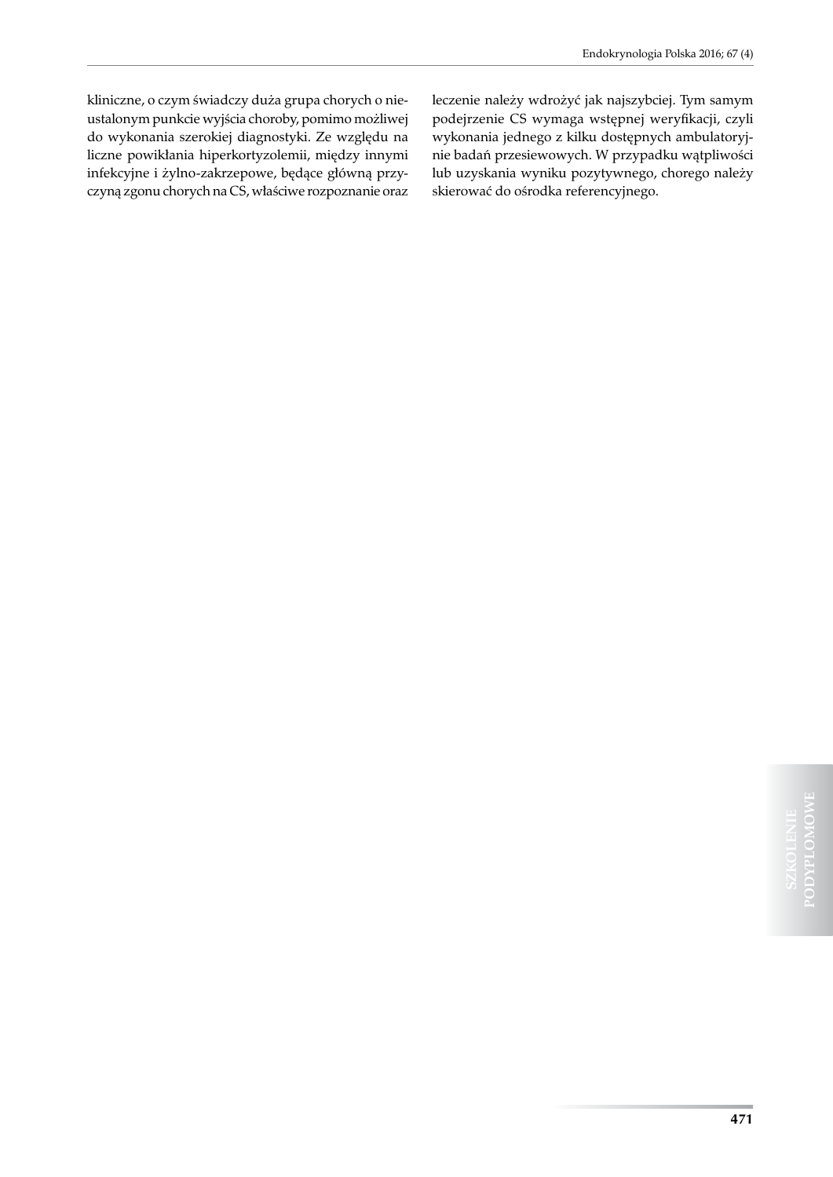kliniczne, o czym świadczy duża grupa chorych o nieustalonym punkcie wyjścia choroby, pomimo możliwej do wykonania szerokiej diagnostyki. Ze względu na liczne powikłania hiperkortyzolemii, między innymi infekcyjne i żylno-zakrzepowe, będące główną przyczyną zgonu chorych na CS, właściwe rozpoznanie oraz leczenie należy wdrożyć jak najszybciej. Tym samym podejrzenie CS wymaga wstępnej weryfikacji, czyli wykonania jednego z kilku dostępnych ambulatoryjnie badań przesiewowych. W przypadku wątpliwości lub uzyskania wyniku pozytywnego, chorego należy skierować do ośrodka referencyjnego.